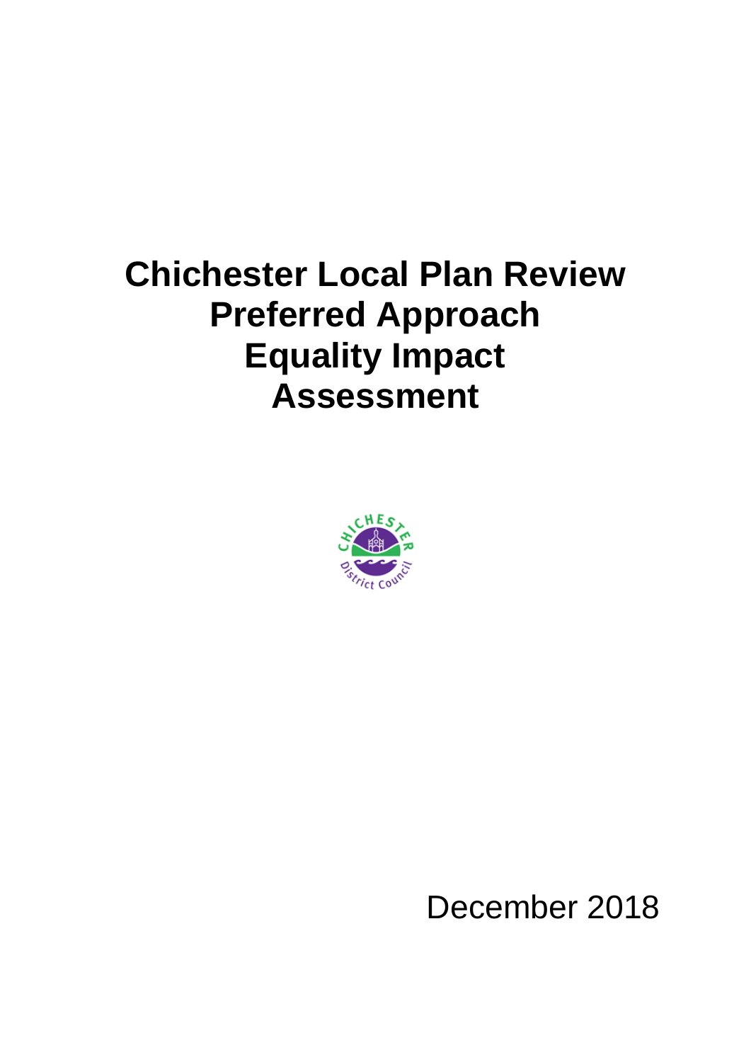# Chichester Local Plan Review Preferred Approach Equality Impact Assessment

December 2018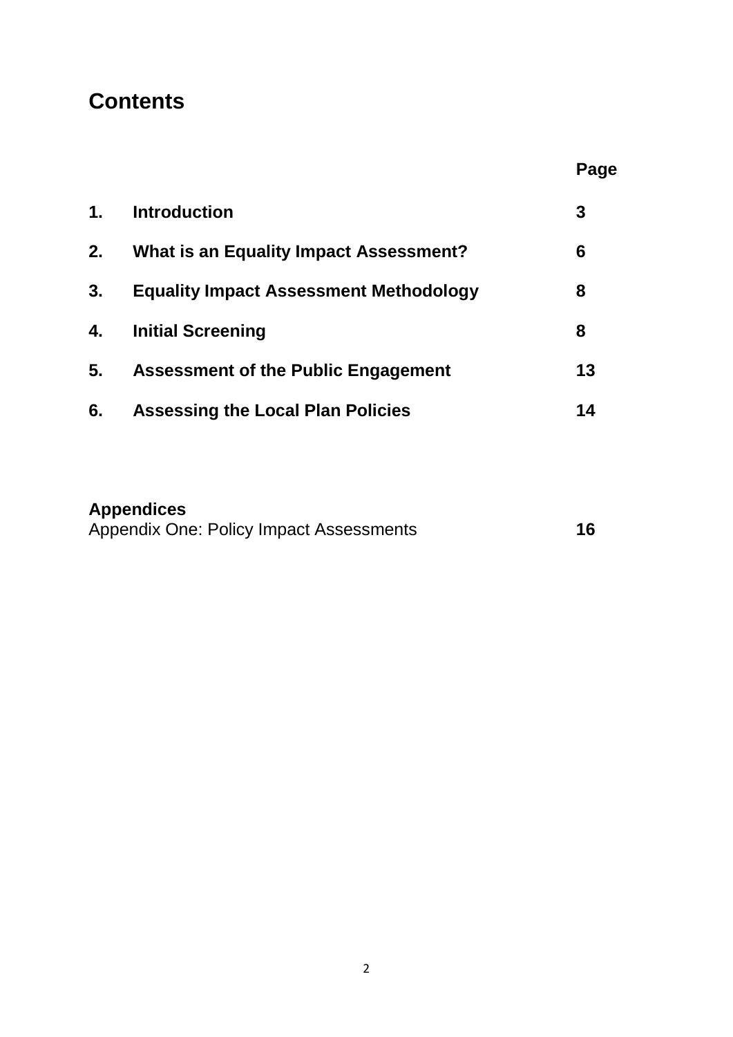# Contents

| | | Page |
|---|---|---|
| **1.** | **Introduction** | **3** |
| **2.** | **What is an Equality Impact Assessment?** | **6** |
| **3.** | **Equality Impact Assessment Methodology** | **8** |
| **4.** | **Initial Screening** | **8** |
| **5.** | **Assessment of the Public Engagement** | **13** |
| **6.** | **Assessing the Local Plan Policies** | **14** |

**Appendices**

| | |
|---|---|
| Appendix One: Policy Impact Assessments | **16** |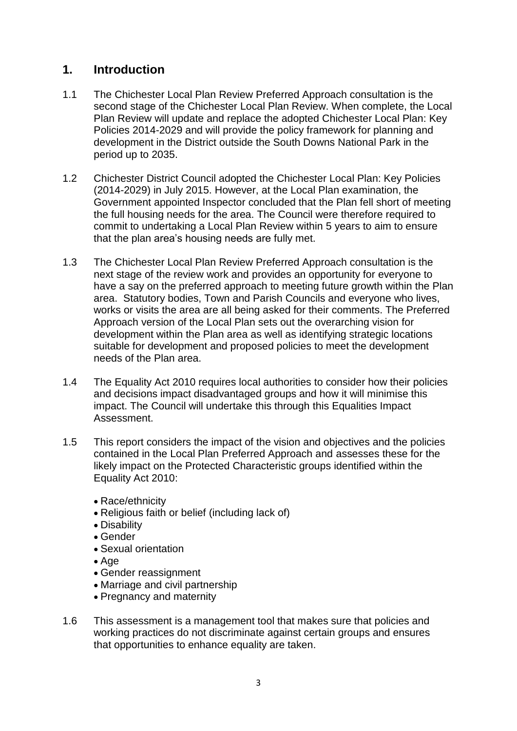## 1. Introduction

1.1 The Chichester Local Plan Review Preferred Approach consultation is the second stage of the Chichester Local Plan Review. When complete, the Local Plan Review will update and replace the adopted Chichester Local Plan: Key Policies 2014-2029 and will provide the policy framework for planning and development in the District outside the South Downs National Park in the period up to 2035.

1.2 Chichester District Council adopted the Chichester Local Plan: Key Policies (2014-2029) in July 2015. However, at the Local Plan examination, the Government appointed Inspector concluded that the Plan fell short of meeting the full housing needs for the area. The Council were therefore required to commit to undertaking a Local Plan Review within 5 years to aim to ensure that the plan area's housing needs are fully met.

1.3 The Chichester Local Plan Review Preferred Approach consultation is the next stage of the review work and provides an opportunity for everyone to have a say on the preferred approach to meeting future growth within the Plan area. Statutory bodies, Town and Parish Councils and everyone who lives, works or visits the area are all being asked for their comments. The Preferred Approach version of the Local Plan sets out the overarching vision for development within the Plan area as well as identifying strategic locations suitable for development and proposed policies to meet the development needs of the Plan area.

1.4 The Equality Act 2010 requires local authorities to consider how their policies and decisions impact disadvantaged groups and how it will minimise this impact. The Council will undertake this through this Equalities Impact Assessment.

1.5 This report considers the impact of the vision and objectives and the policies contained in the Local Plan Preferred Approach and assesses these for the likely impact on the Protected Characteristic groups identified within the Equality Act 2010:

- Race/ethnicity
- Religious faith or belief (including lack of)
- Disability
- Gender
- Sexual orientation
- Age
- Gender reassignment
- Marriage and civil partnership
- Pregnancy and maternity

1.6 This assessment is a management tool that makes sure that policies and working practices do not discriminate against certain groups and ensures that opportunities to enhance equality are taken.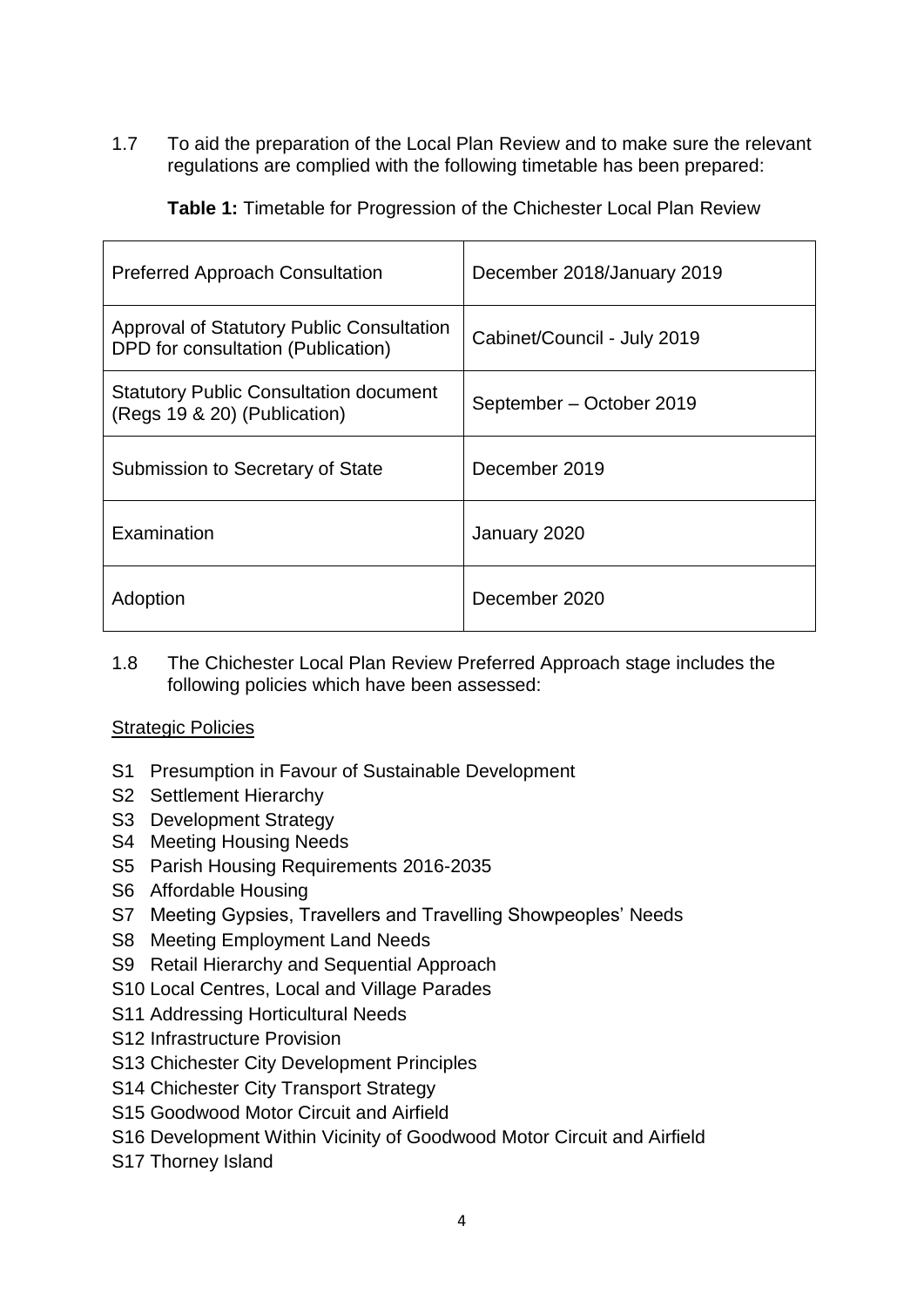1.7 To aid the preparation of the Local Plan Review and to make sure the relevant regulations are complied with the following timetable has been prepared:

**Table 1:** Timetable for Progression of the Chichester Local Plan Review

| | |
|---|---|
| Preferred Approach Consultation | December 2018/January 2019 |
| Approval of Statutory Public Consultation DPD for consultation (Publication) | Cabinet/Council - July 2019 |
| Statutory Public Consultation document (Regs 19 & 20) (Publication) | September – October 2019 |
| Submission to Secretary of State | December 2019 |
| Examination | January 2020 |
| Adoption | December 2020 |

1.8 The Chichester Local Plan Review Preferred Approach stage includes the following policies which have been assessed:

Strategic Policies

- S1 Presumption in Favour of Sustainable Development
- S2 Settlement Hierarchy
- S3 Development Strategy
- S4 Meeting Housing Needs
- S5 Parish Housing Requirements 2016-2035
- S6 Affordable Housing
- S7 Meeting Gypsies, Travellers and Travelling Showpeoples' Needs
- S8 Meeting Employment Land Needs
- S9 Retail Hierarchy and Sequential Approach
- S10 Local Centres, Local and Village Parades
- S11 Addressing Horticultural Needs
- S12 Infrastructure Provision
- S13 Chichester City Development Principles
- S14 Chichester City Transport Strategy
- S15 Goodwood Motor Circuit and Airfield
- S16 Development Within Vicinity of Goodwood Motor Circuit and Airfield
- S17 Thorney Island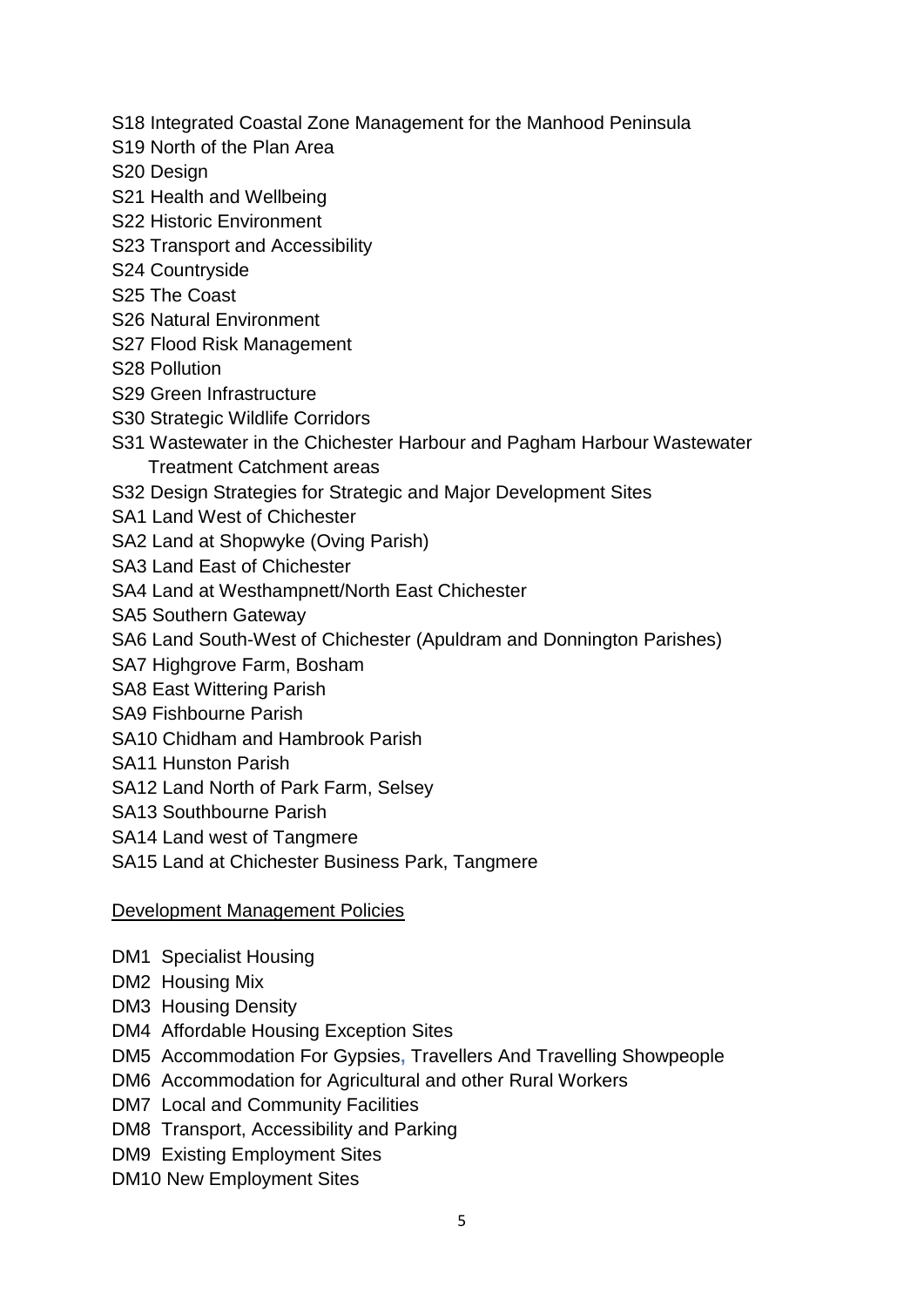S18 Integrated Coastal Zone Management for the Manhood Peninsula
S19 North of the Plan Area
S20 Design
S21 Health and Wellbeing
S22 Historic Environment
S23 Transport and Accessibility
S24 Countryside
S25 The Coast
S26 Natural Environment
S27 Flood Risk Management
S28 Pollution
S29 Green Infrastructure
S30 Strategic Wildlife Corridors
S31 Wastewater in the Chichester Harbour and Pagham Harbour Wastewater Treatment Catchment areas
S32 Design Strategies for Strategic and Major Development Sites
SA1 Land West of Chichester
SA2 Land at Shopwyke (Oving Parish)
SA3 Land East of Chichester
SA4 Land at Westhampnett/North East Chichester
SA5 Southern Gateway
SA6 Land South-West of Chichester (Apuldram and Donnington Parishes)
SA7 Highgrove Farm, Bosham
SA8 East Wittering Parish
SA9 Fishbourne Parish
SA10 Chidham and Hambrook Parish
SA11 Hunston Parish
SA12 Land North of Park Farm, Selsey
SA13 Southbourne Parish
SA14 Land west of Tangmere
SA15 Land at Chichester Business Park, Tangmere

Development Management Policies

DM1 Specialist Housing
DM2 Housing Mix
DM3 Housing Density
DM4 Affordable Housing Exception Sites
DM5 Accommodation For Gypsies, Travellers And Travelling Showpeople
DM6 Accommodation for Agricultural and other Rural Workers
DM7 Local and Community Facilities
DM8 Transport, Accessibility and Parking
DM9 Existing Employment Sites
DM10 New Employment Sites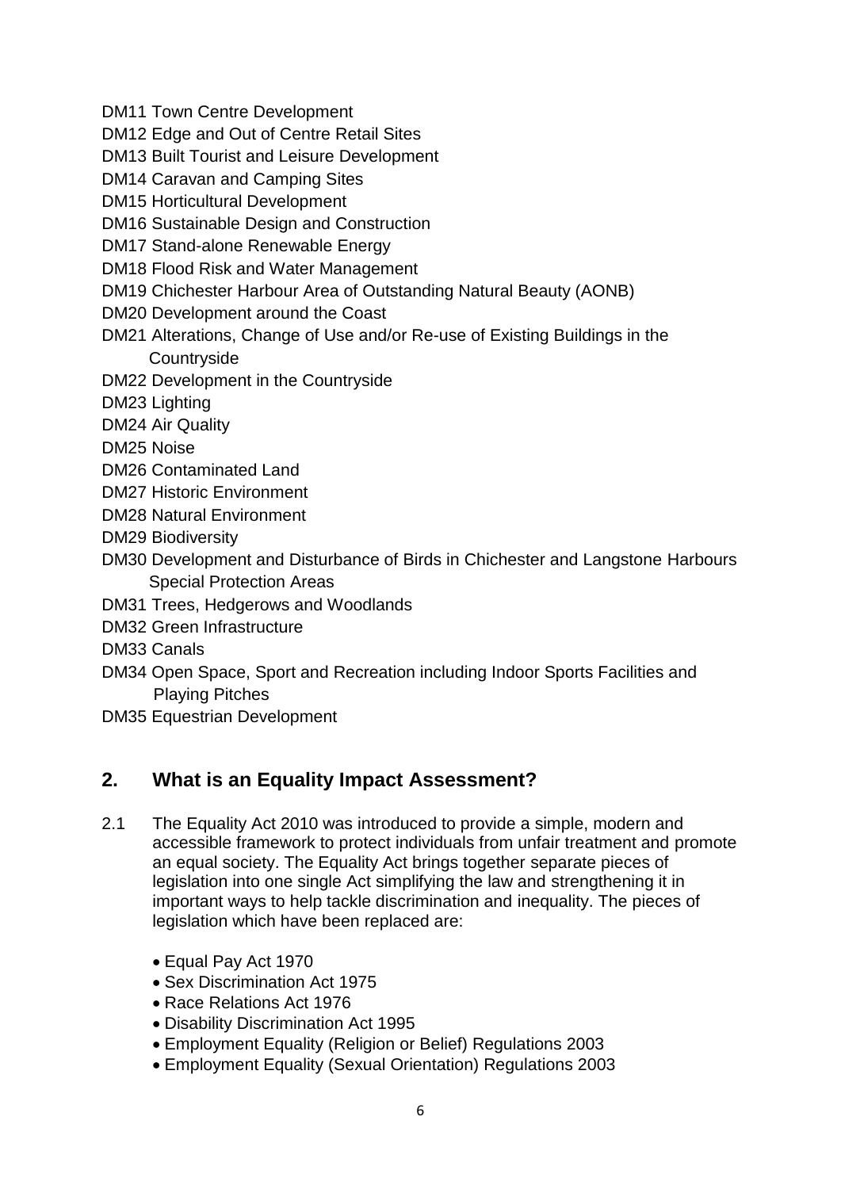DM11 Town Centre Development
DM12 Edge and Out of Centre Retail Sites
DM13 Built Tourist and Leisure Development
DM14 Caravan and Camping Sites
DM15 Horticultural Development
DM16 Sustainable Design and Construction
DM17 Stand-alone Renewable Energy
DM18 Flood Risk and Water Management
DM19 Chichester Harbour Area of Outstanding Natural Beauty (AONB)
DM20 Development around the Coast
DM21 Alterations, Change of Use and/or Re-use of Existing Buildings in the Countryside
DM22 Development in the Countryside
DM23 Lighting
DM24 Air Quality
DM25 Noise
DM26 Contaminated Land
DM27 Historic Environment
DM28 Natural Environment
DM29 Biodiversity
DM30 Development and Disturbance of Birds in Chichester and Langstone Harbours Special Protection Areas
DM31 Trees, Hedgerows and Woodlands
DM32 Green Infrastructure
DM33 Canals
DM34 Open Space, Sport and Recreation including Indoor Sports Facilities and Playing Pitches
DM35 Equestrian Development

## 2. What is an Equality Impact Assessment?

2.1 The Equality Act 2010 was introduced to provide a simple, modern and accessible framework to protect individuals from unfair treatment and promote an equal society. The Equality Act brings together separate pieces of legislation into one single Act simplifying the law and strengthening it in important ways to help tackle discrimination and inequality. The pieces of legislation which have been replaced are:

- Equal Pay Act 1970
- Sex Discrimination Act 1975
- Race Relations Act 1976
- Disability Discrimination Act 1995
- Employment Equality (Religion or Belief) Regulations 2003
- Employment Equality (Sexual Orientation) Regulations 2003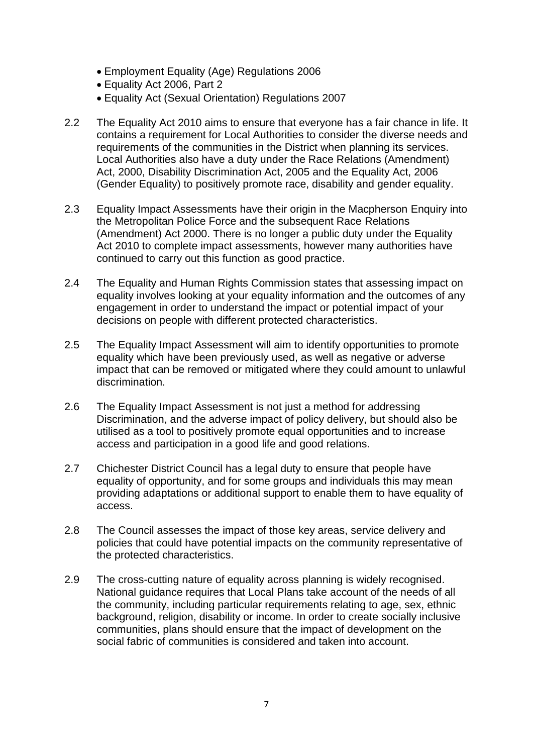- Employment Equality (Age) Regulations 2006
- Equality Act 2006, Part 2
- Equality Act (Sexual Orientation) Regulations 2007

2.2 The Equality Act 2010 aims to ensure that everyone has a fair chance in life. It contains a requirement for Local Authorities to consider the diverse needs and requirements of the communities in the District when planning its services. Local Authorities also have a duty under the Race Relations (Amendment) Act, 2000, Disability Discrimination Act, 2005 and the Equality Act, 2006 (Gender Equality) to positively promote race, disability and gender equality.

2.3 Equality Impact Assessments have their origin in the Macpherson Enquiry into the Metropolitan Police Force and the subsequent Race Relations (Amendment) Act 2000. There is no longer a public duty under the Equality Act 2010 to complete impact assessments, however many authorities have continued to carry out this function as good practice.

2.4 The Equality and Human Rights Commission states that assessing impact on equality involves looking at your equality information and the outcomes of any engagement in order to understand the impact or potential impact of your decisions on people with different protected characteristics.

2.5 The Equality Impact Assessment will aim to identify opportunities to promote equality which have been previously used, as well as negative or adverse impact that can be removed or mitigated where they could amount to unlawful discrimination.

2.6 The Equality Impact Assessment is not just a method for addressing Discrimination, and the adverse impact of policy delivery, but should also be utilised as a tool to positively promote equal opportunities and to increase access and participation in a good life and good relations.

2.7 Chichester District Council has a legal duty to ensure that people have equality of opportunity, and for some groups and individuals this may mean providing adaptations or additional support to enable them to have equality of access.

2.8 The Council assesses the impact of those key areas, service delivery and policies that could have potential impacts on the community representative of the protected characteristics.

2.9 The cross-cutting nature of equality across planning is widely recognised. National guidance requires that Local Plans take account of the needs of all the community, including particular requirements relating to age, sex, ethnic background, religion, disability or income. In order to create socially inclusive communities, plans should ensure that the impact of development on the social fabric of communities is considered and taken into account.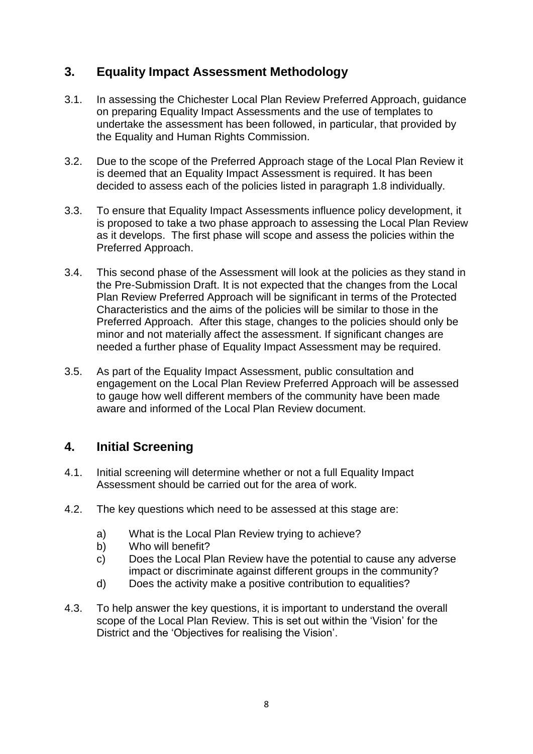## 3. Equality Impact Assessment Methodology

3.1. In assessing the Chichester Local Plan Review Preferred Approach, guidance on preparing Equality Impact Assessments and the use of templates to undertake the assessment has been followed, in particular, that provided by the Equality and Human Rights Commission.

3.2. Due to the scope of the Preferred Approach stage of the Local Plan Review it is deemed that an Equality Impact Assessment is required. It has been decided to assess each of the policies listed in paragraph 1.8 individually.

3.3. To ensure that Equality Impact Assessments influence policy development, it is proposed to take a two phase approach to assessing the Local Plan Review as it develops. The first phase will scope and assess the policies within the Preferred Approach.

3.4. This second phase of the Assessment will look at the policies as they stand in the Pre-Submission Draft. It is not expected that the changes from the Local Plan Review Preferred Approach will be significant in terms of the Protected Characteristics and the aims of the policies will be similar to those in the Preferred Approach. After this stage, changes to the policies should only be minor and not materially affect the assessment. If significant changes are needed a further phase of Equality Impact Assessment may be required.

3.5. As part of the Equality Impact Assessment, public consultation and engagement on the Local Plan Review Preferred Approach will be assessed to gauge how well different members of the community have been made aware and informed of the Local Plan Review document.

## 4. Initial Screening

4.1. Initial screening will determine whether or not a full Equality Impact Assessment should be carried out for the area of work.

4.2. The key questions which need to be assessed at this stage are:

a) What is the Local Plan Review trying to achieve?
b) Who will benefit?
c) Does the Local Plan Review have the potential to cause any adverse impact or discriminate against different groups in the community?
d) Does the activity make a positive contribution to equalities?

4.3. To help answer the key questions, it is important to understand the overall scope of the Local Plan Review. This is set out within the 'Vision' for the District and the 'Objectives for realising the Vision'.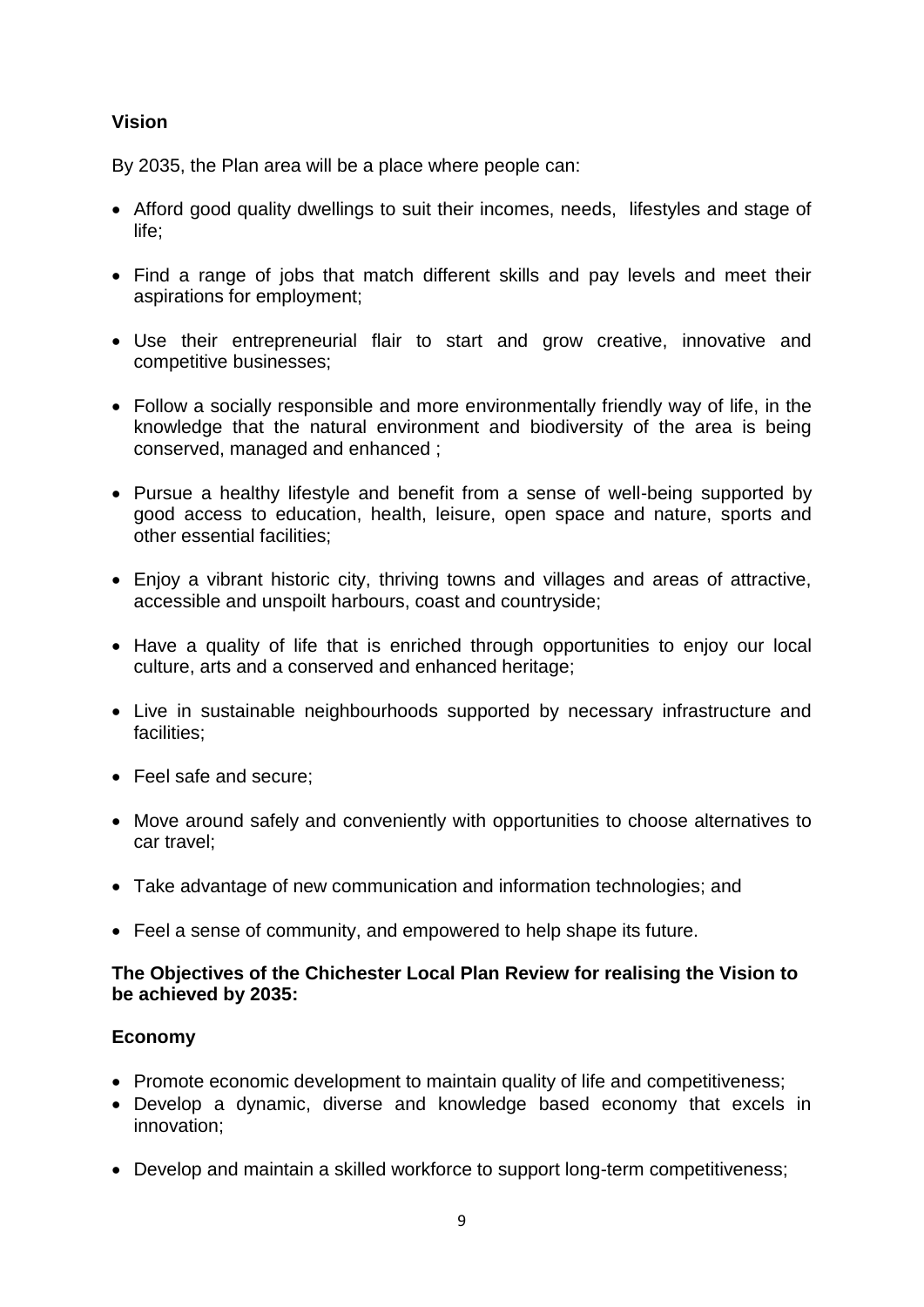## Vision

By 2035, the Plan area will be a place where people can:

- Afford good quality dwellings to suit their incomes, needs, lifestyles and stage of life;
- Find a range of jobs that match different skills and pay levels and meet their aspirations for employment;
- Use their entrepreneurial flair to start and grow creative, innovative and competitive businesses;
- Follow a socially responsible and more environmentally friendly way of life, in the knowledge that the natural environment and biodiversity of the area is being conserved, managed and enhanced ;
- Pursue a healthy lifestyle and benefit from a sense of well-being supported by good access to education, health, leisure, open space and nature, sports and other essential facilities;
- Enjoy a vibrant historic city, thriving towns and villages and areas of attractive, accessible and unspoilt harbours, coast and countryside;
- Have a quality of life that is enriched through opportunities to enjoy our local culture, arts and a conserved and enhanced heritage;
- Live in sustainable neighbourhoods supported by necessary infrastructure and facilities;
- Feel safe and secure;
- Move around safely and conveniently with opportunities to choose alternatives to car travel;
- Take advantage of new communication and information technologies; and
- Feel a sense of community, and empowered to help shape its future.

**The Objectives of the Chichester Local Plan Review for realising the Vision to be achieved by 2035:**

### Economy

- Promote economic development to maintain quality of life and competitiveness;
- Develop a dynamic, diverse and knowledge based economy that excels in innovation;
- Develop and maintain a skilled workforce to support long-term competitiveness;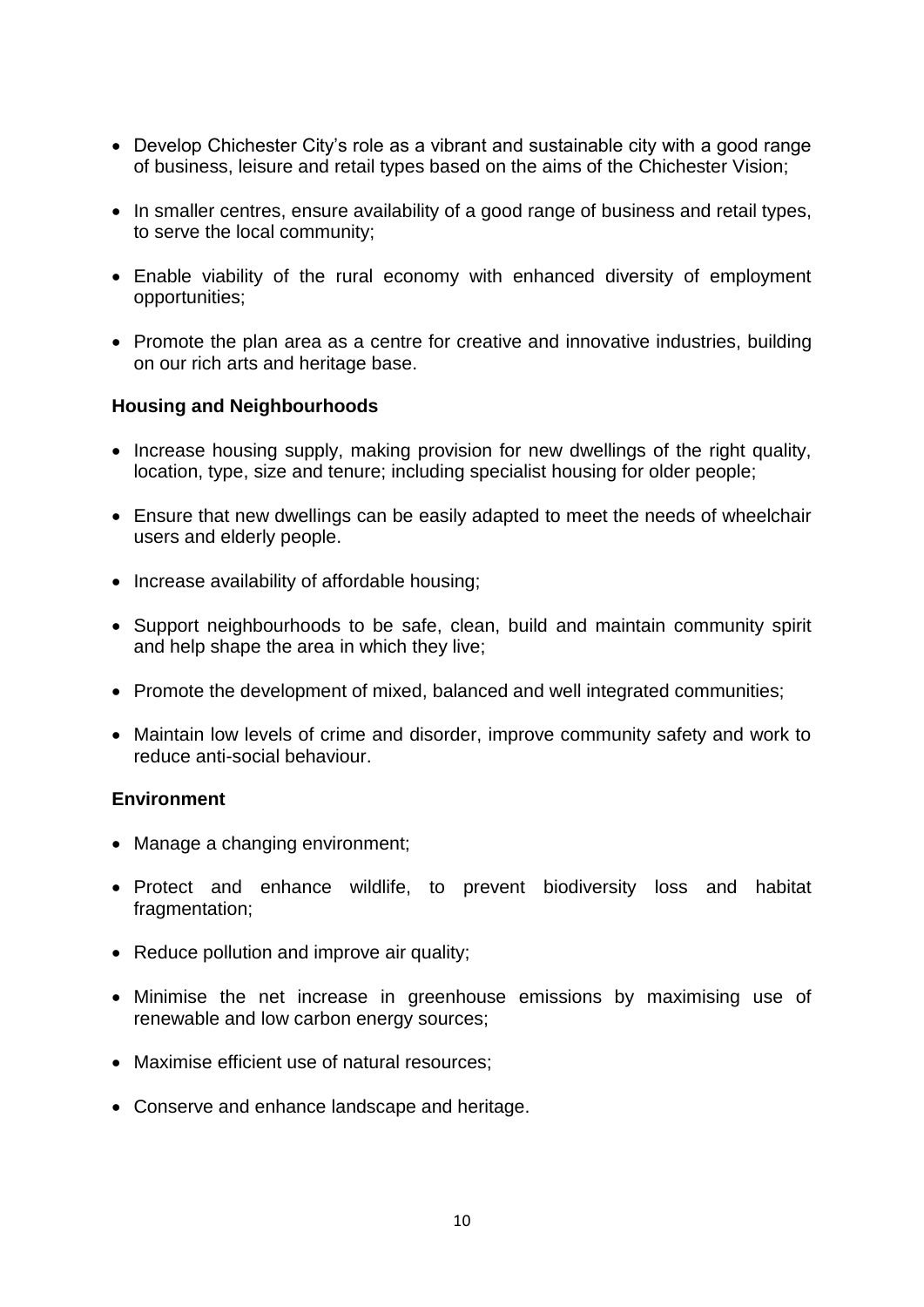- Develop Chichester City's role as a vibrant and sustainable city with a good range of business, leisure and retail types based on the aims of the Chichester Vision;
- In smaller centres, ensure availability of a good range of business and retail types, to serve the local community;
- Enable viability of the rural economy with enhanced diversity of employment opportunities;
- Promote the plan area as a centre for creative and innovative industries, building on our rich arts and heritage base.

**Housing and Neighbourhoods**

- Increase housing supply, making provision for new dwellings of the right quality, location, type, size and tenure; including specialist housing for older people;
- Ensure that new dwellings can be easily adapted to meet the needs of wheelchair users and elderly people.
- Increase availability of affordable housing;
- Support neighbourhoods to be safe, clean, build and maintain community spirit and help shape the area in which they live;
- Promote the development of mixed, balanced and well integrated communities;
- Maintain low levels of crime and disorder, improve community safety and work to reduce anti-social behaviour.

**Environment**

- Manage a changing environment;
- Protect and enhance wildlife, to prevent biodiversity loss and habitat fragmentation;
- Reduce pollution and improve air quality;
- Minimise the net increase in greenhouse emissions by maximising use of renewable and low carbon energy sources;
- Maximise efficient use of natural resources;
- Conserve and enhance landscape and heritage.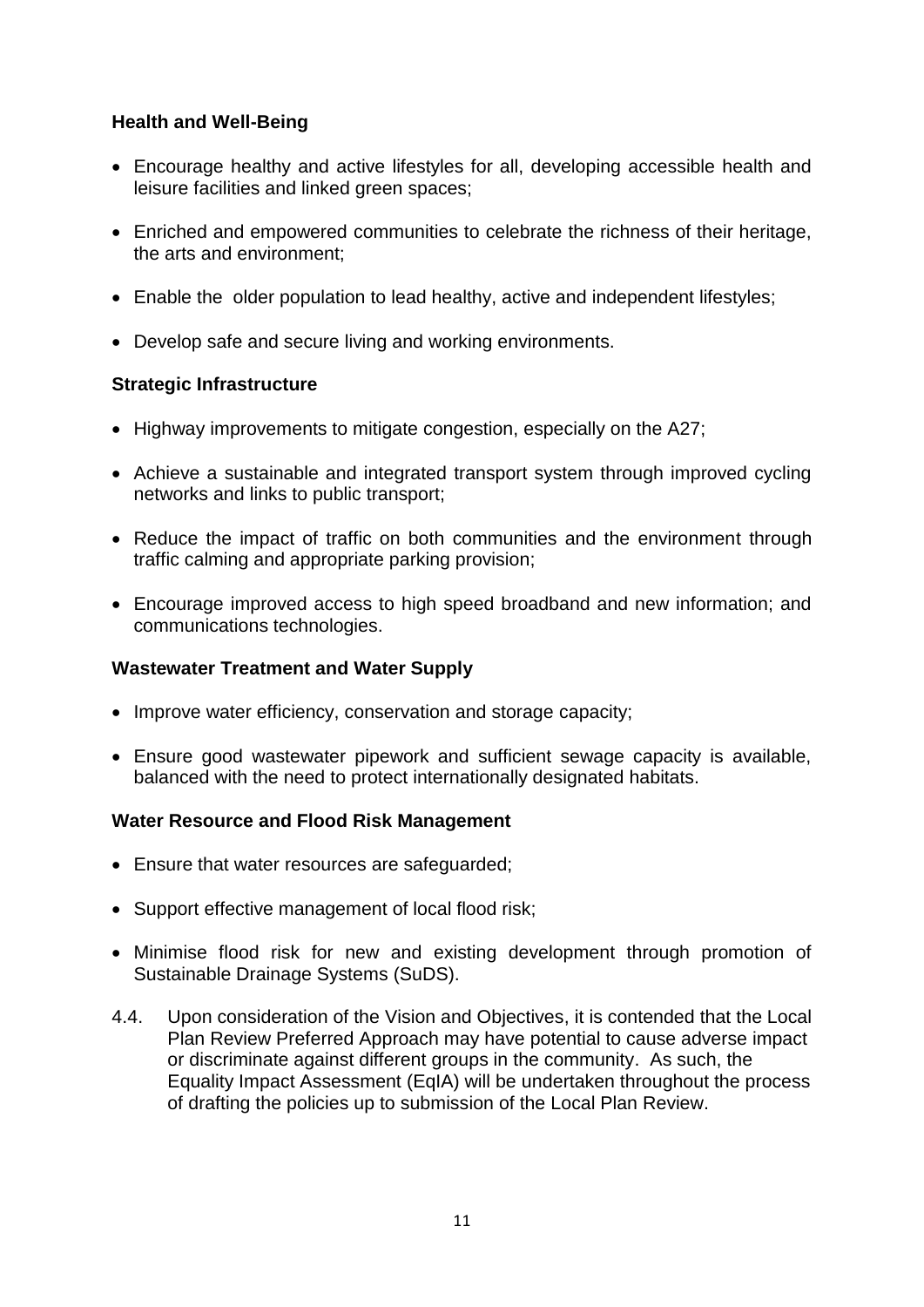**Health and Well-Being**

- Encourage healthy and active lifestyles for all, developing accessible health and leisure facilities and linked green spaces;
- Enriched and empowered communities to celebrate the richness of their heritage, the arts and environment;
- Enable the older population to lead healthy, active and independent lifestyles;
- Develop safe and secure living and working environments.

**Strategic Infrastructure**

- Highway improvements to mitigate congestion, especially on the A27;
- Achieve a sustainable and integrated transport system through improved cycling networks and links to public transport;
- Reduce the impact of traffic on both communities and the environment through traffic calming and appropriate parking provision;
- Encourage improved access to high speed broadband and new information; and communications technologies.

**Wastewater Treatment and Water Supply**

- Improve water efficiency, conservation and storage capacity;
- Ensure good wastewater pipework and sufficient sewage capacity is available, balanced with the need to protect internationally designated habitats.

**Water Resource and Flood Risk Management**

- Ensure that water resources are safeguarded;
- Support effective management of local flood risk;
- Minimise flood risk for new and existing development through promotion of Sustainable Drainage Systems (SuDS).

4.4. Upon consideration of the Vision and Objectives, it is contended that the Local Plan Review Preferred Approach may have potential to cause adverse impact or discriminate against different groups in the community. As such, the Equality Impact Assessment (EqIA) will be undertaken throughout the process of drafting the policies up to submission of the Local Plan Review.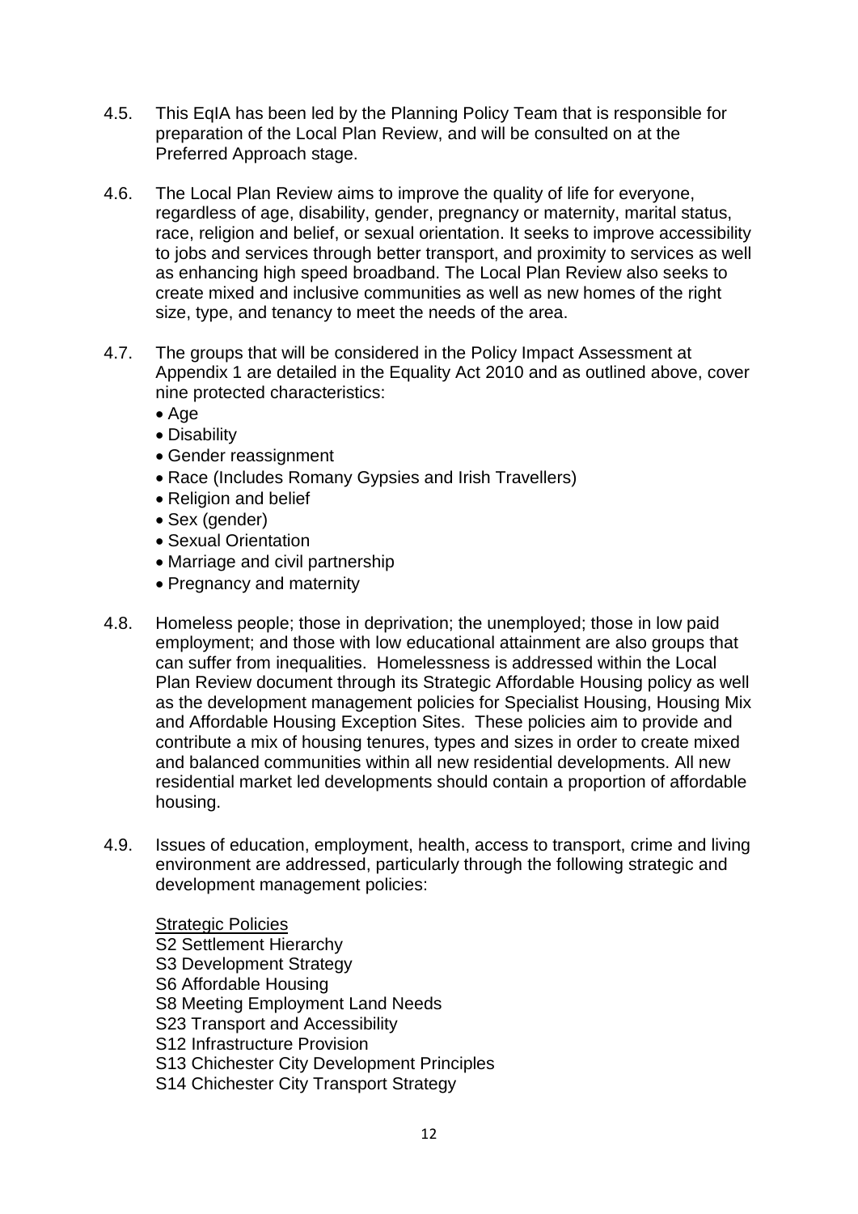4.5. This EqIA has been led by the Planning Policy Team that is responsible for preparation of the Local Plan Review, and will be consulted on at the Preferred Approach stage.

4.6. The Local Plan Review aims to improve the quality of life for everyone, regardless of age, disability, gender, pregnancy or maternity, marital status, race, religion and belief, or sexual orientation. It seeks to improve accessibility to jobs and services through better transport, and proximity to services as well as enhancing high speed broadband. The Local Plan Review also seeks to create mixed and inclusive communities as well as new homes of the right size, type, and tenancy to meet the needs of the area.

4.7. The groups that will be considered in the Policy Impact Assessment at Appendix 1 are detailed in the Equality Act 2010 and as outlined above, cover nine protected characteristics:

- Age
- Disability
- Gender reassignment
- Race (Includes Romany Gypsies and Irish Travellers)
- Religion and belief
- Sex (gender)
- Sexual Orientation
- Marriage and civil partnership
- Pregnancy and maternity

4.8. Homeless people; those in deprivation; the unemployed; those in low paid employment; and those with low educational attainment are also groups that can suffer from inequalities. Homelessness is addressed within the Local Plan Review document through its Strategic Affordable Housing policy as well as the development management policies for Specialist Housing, Housing Mix and Affordable Housing Exception Sites. These policies aim to provide and contribute a mix of housing tenures, types and sizes in order to create mixed and balanced communities within all new residential developments. All new residential market led developments should contain a proportion of affordable housing.

4.9. Issues of education, employment, health, access to transport, crime and living environment are addressed, particularly through the following strategic and development management policies:

<u>Strategic Policies</u>
S2 Settlement Hierarchy
S3 Development Strategy
S6 Affordable Housing
S8 Meeting Employment Land Needs
S23 Transport and Accessibility
S12 Infrastructure Provision
S13 Chichester City Development Principles
S14 Chichester City Transport Strategy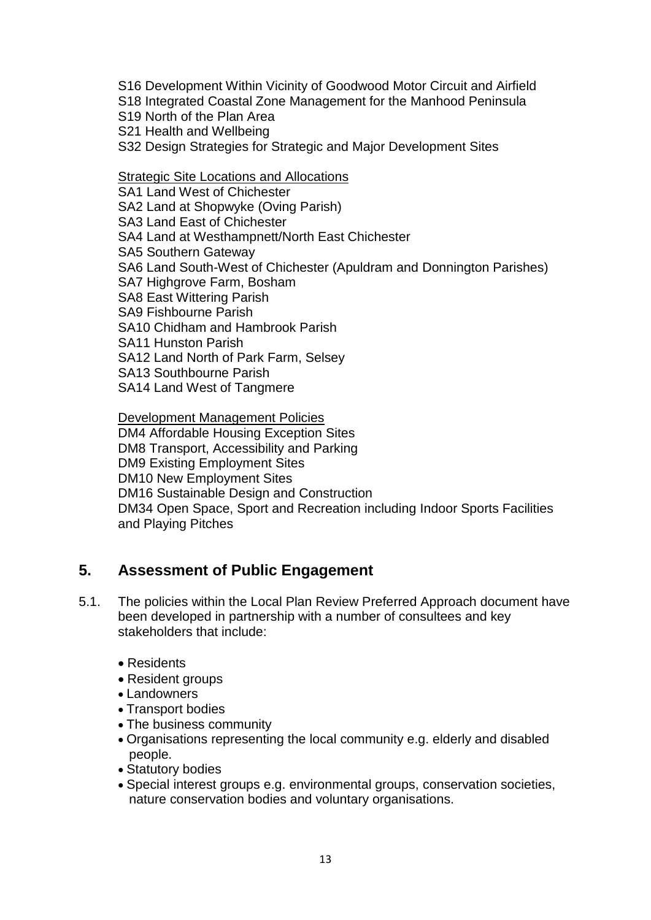S16 Development Within Vicinity of Goodwood Motor Circuit and Airfield
S18 Integrated Coastal Zone Management for the Manhood Peninsula
S19 North of the Plan Area
S21 Health and Wellbeing
S32 Design Strategies for Strategic and Major Development Sites

Strategic Site Locations and Allocations
SA1 Land West of Chichester
SA2 Land at Shopwyke (Oving Parish)
SA3 Land East of Chichester
SA4 Land at Westhampnett/North East Chichester
SA5 Southern Gateway
SA6 Land South-West of Chichester (Apuldram and Donnington Parishes)
SA7 Highgrove Farm, Bosham
SA8 East Wittering Parish
SA9 Fishbourne Parish
SA10 Chidham and Hambrook Parish
SA11 Hunston Parish
SA12 Land North of Park Farm, Selsey
SA13 Southbourne Parish
SA14 Land West of Tangmere

Development Management Policies
DM4 Affordable Housing Exception Sites
DM8 Transport, Accessibility and Parking
DM9 Existing Employment Sites
DM10 New Employment Sites
DM16 Sustainable Design and Construction
DM34 Open Space, Sport and Recreation including Indoor Sports Facilities and Playing Pitches

## 5. Assessment of Public Engagement

5.1. The policies within the Local Plan Review Preferred Approach document have been developed in partnership with a number of consultees and key stakeholders that include:

- Residents
- Resident groups
- Landowners
- Transport bodies
- The business community
- Organisations representing the local community e.g. elderly and disabled people.
- Statutory bodies
- Special interest groups e.g. environmental groups, conservation societies, nature conservation bodies and voluntary organisations.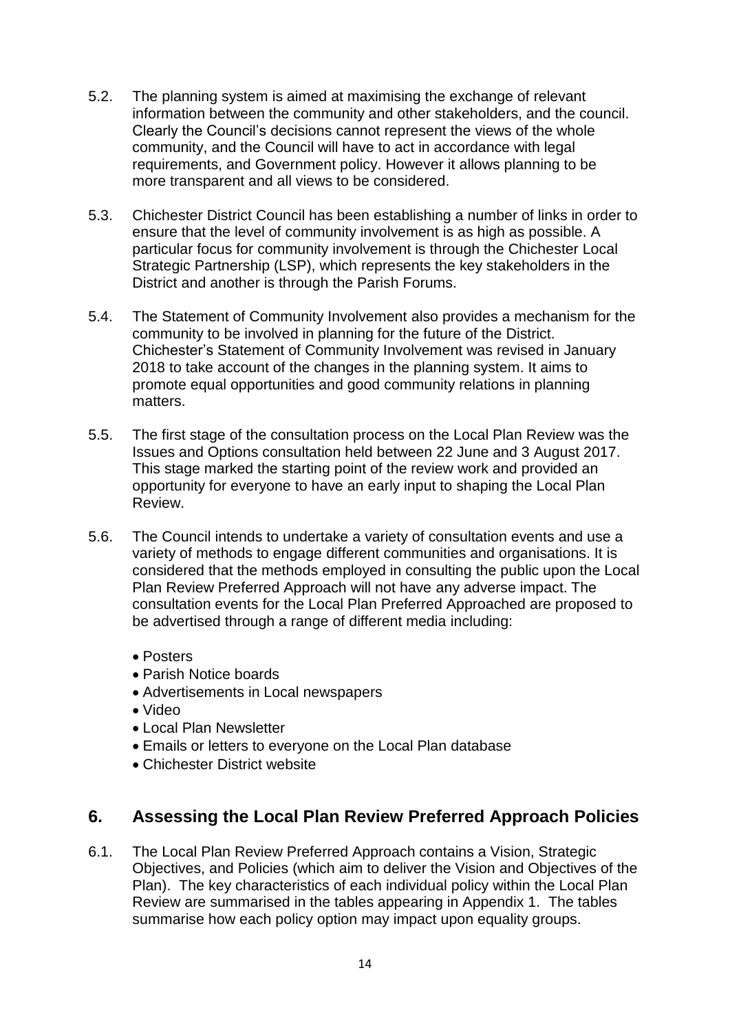5.2. The planning system is aimed at maximising the exchange of relevant information between the community and other stakeholders, and the council. Clearly the Council's decisions cannot represent the views of the whole community, and the Council will have to act in accordance with legal requirements, and Government policy. However it allows planning to be more transparent and all views to be considered.

5.3. Chichester District Council has been establishing a number of links in order to ensure that the level of community involvement is as high as possible. A particular focus for community involvement is through the Chichester Local Strategic Partnership (LSP), which represents the key stakeholders in the District and another is through the Parish Forums.

5.4. The Statement of Community Involvement also provides a mechanism for the community to be involved in planning for the future of the District. Chichester's Statement of Community Involvement was revised in January 2018 to take account of the changes in the planning system. It aims to promote equal opportunities and good community relations in planning matters.

5.5. The first stage of the consultation process on the Local Plan Review was the Issues and Options consultation held between 22 June and 3 August 2017. This stage marked the starting point of the review work and provided an opportunity for everyone to have an early input to shaping the Local Plan Review.

5.6. The Council intends to undertake a variety of consultation events and use a variety of methods to engage different communities and organisations. It is considered that the methods employed in consulting the public upon the Local Plan Review Preferred Approach will not have any adverse impact. The consultation events for the Local Plan Preferred Approached are proposed to be advertised through a range of different media including:

- Posters
- Parish Notice boards
- Advertisements in Local newspapers
- Video
- Local Plan Newsletter
- Emails or letters to everyone on the Local Plan database
- Chichester District website

## 6. Assessing the Local Plan Review Preferred Approach Policies

6.1. The Local Plan Review Preferred Approach contains a Vision, Strategic Objectives, and Policies (which aim to deliver the Vision and Objectives of the Plan). The key characteristics of each individual policy within the Local Plan Review are summarised in the tables appearing in Appendix 1. The tables summarise how each policy option may impact upon equality groups.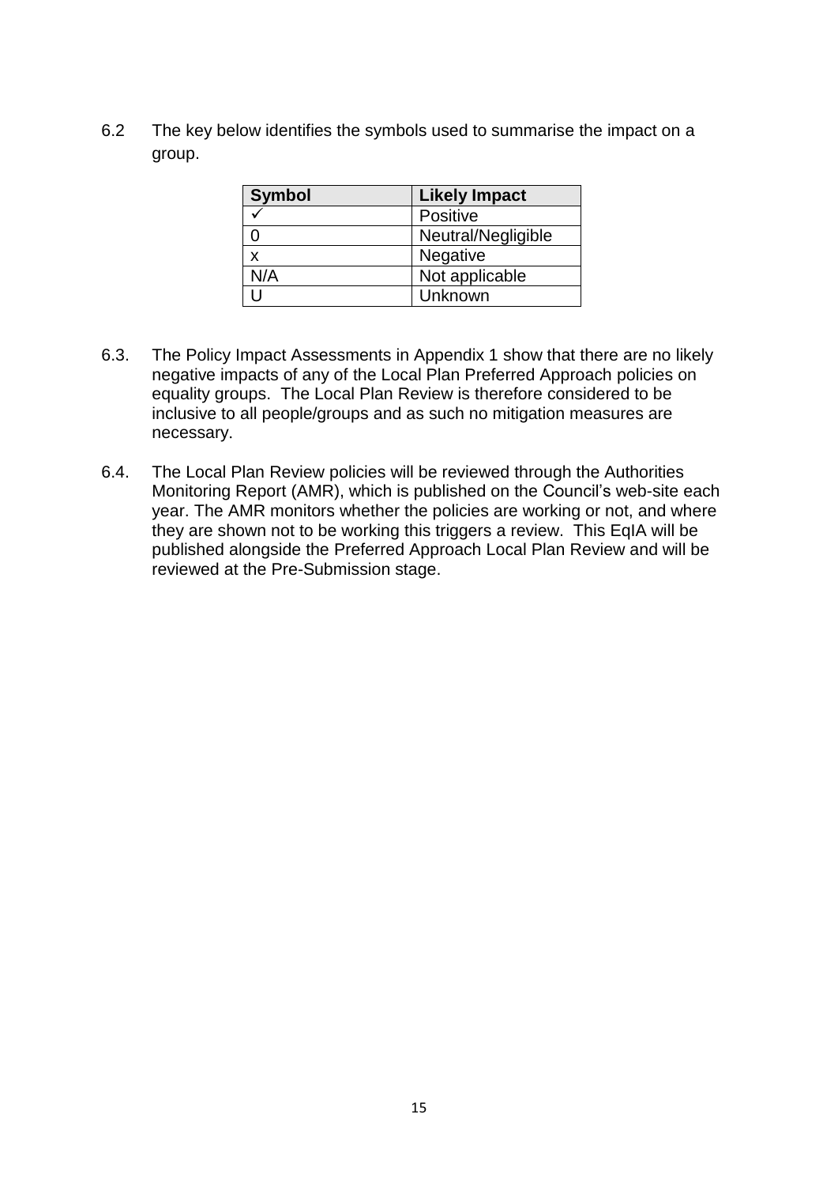6.2 The key below identifies the symbols used to summarise the impact on a group.

| Symbol | Likely Impact |
|---|---|
| ✓ | Positive |
| 0 | Neutral/Negligible |
| x | Negative |
| N/A | Not applicable |
| U | Unknown |

6.3. The Policy Impact Assessments in Appendix 1 show that there are no likely negative impacts of any of the Local Plan Preferred Approach policies on equality groups. The Local Plan Review is therefore considered to be inclusive to all people/groups and as such no mitigation measures are necessary.

6.4. The Local Plan Review policies will be reviewed through the Authorities Monitoring Report (AMR), which is published on the Council's web-site each year. The AMR monitors whether the policies are working or not, and where they are shown not to be working this triggers a review. This EqIA will be published alongside the Preferred Approach Local Plan Review and will be reviewed at the Pre-Submission stage.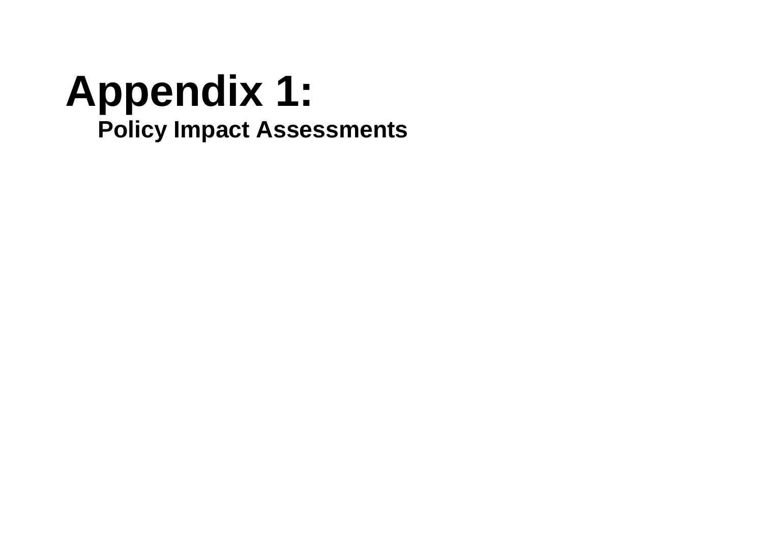# Appendix 1:

## Policy Impact Assessments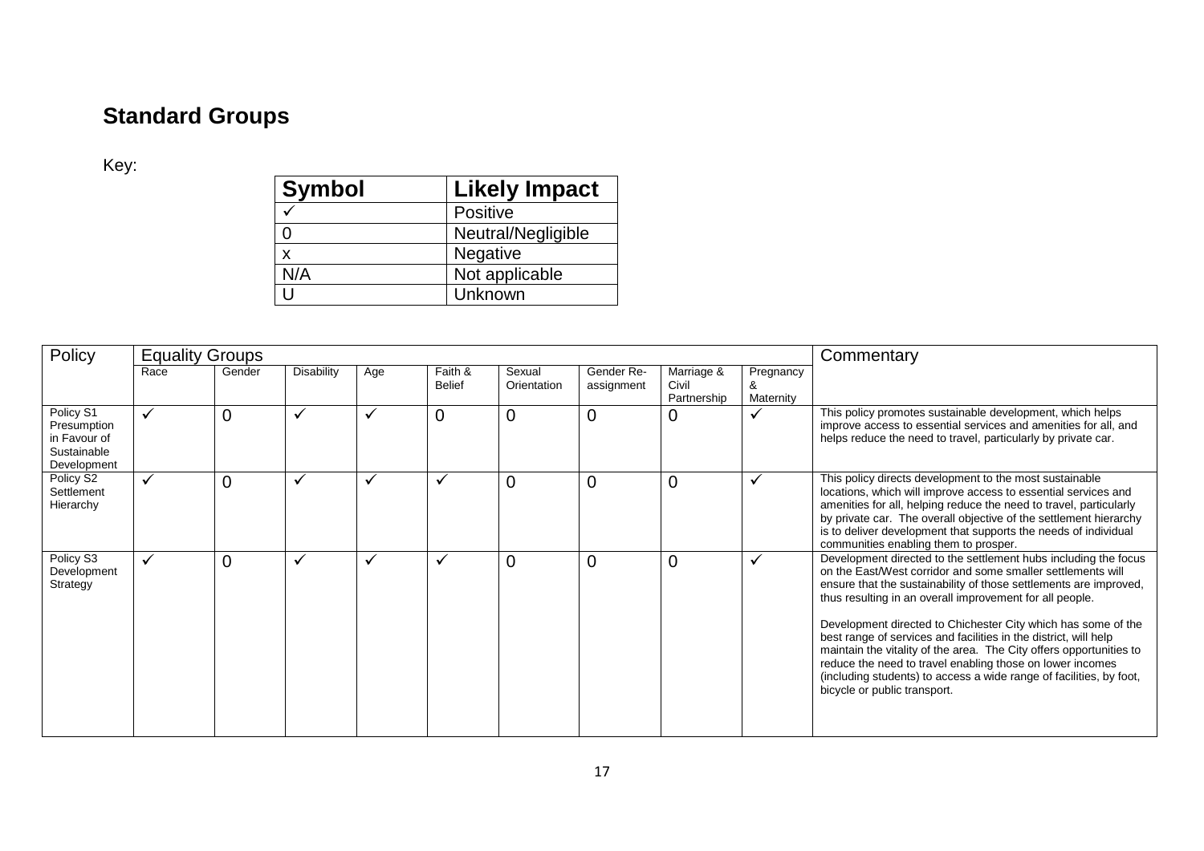## Standard Groups

Key:

| Symbol | Likely Impact |
|---|---|
| ✓ | Positive |
| 0 | Neutral/Negligible |
| x | Negative |
| N/A | Not applicable |
| U | Unknown |

| Policy | Equality Groups | | | | | | | | | Commentary |
|---|---|---|---|---|---|---|---|---|---|---|
| | Race | Gender | Disability | Age | Faith & Belief | Sexual Orientation | Gender Re-assignment | Marriage & Civil Partnership | Pregnancy & Maternity | |
| Policy S1 Presumption in Favour of Sustainable Development | ✓ | 0 | ✓ | ✓ | 0 | 0 | 0 | 0 | ✓ | This policy promotes sustainable development, which helps improve access to essential services and amenities for all, and helps reduce the need to travel, particularly by private car. |
| Policy S2 Settlement Hierarchy | ✓ | 0 | ✓ | ✓ | ✓ | 0 | 0 | 0 | ✓ | This policy directs development to the most sustainable locations, which will improve access to essential services and amenities for all, helping reduce the need to travel, particularly by private car. The overall objective of the settlement hierarchy is to deliver development that supports the needs of individual communities enabling them to prosper. |
| Policy S3 Development Strategy | ✓ | 0 | ✓ | ✓ | ✓ | 0 | 0 | 0 | ✓ | Development directed to the settlement hubs including the focus on the East/West corridor and some smaller settlements will ensure that the sustainability of those settlements are improved, thus resulting in an overall improvement for all people.<br><br>Development directed to Chichester City which has some of the best range of services and facilities in the district, will help maintain the vitality of the area. The City offers opportunities to reduce the need to travel enabling those on lower incomes (including students) to access a wide range of facilities, by foot, bicycle or public transport. |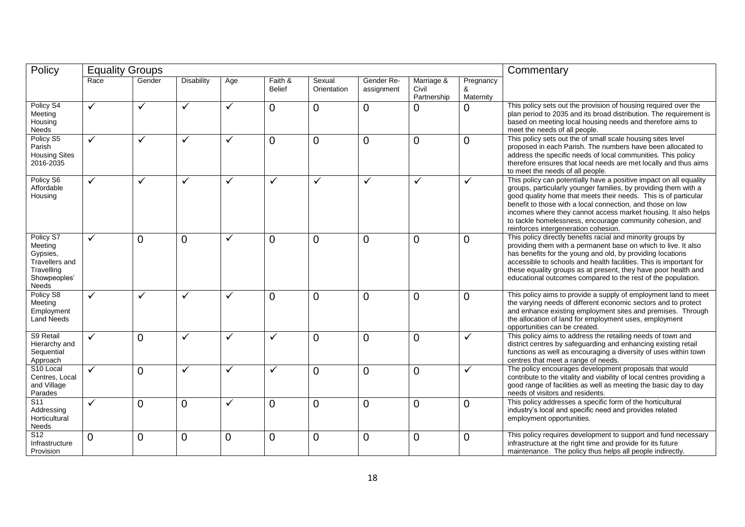| Policy | Equality Groups | | | | | | | | | Commentary |
|---|---|---|---|---|---|---|---|---|---|---|
| | Race | Gender | Disability | Age | Faith & Belief | Sexual Orientation | Gender Re-assignment | Marriage & Civil Partnership | Pregnancy & Maternity | |
| Policy S4 Meeting Housing Needs | ✓ | ✓ | ✓ | ✓ | 0 | 0 | 0 | 0 | 0 | This policy sets out the provision of housing required over the plan period to 2035 and its broad distribution. The requirement is based on meeting local housing needs and therefore aims to meet the needs of all people. |
| Policy S5 Parish Housing Sites 2016-2035 | ✓ | ✓ | ✓ | ✓ | 0 | 0 | 0 | 0 | 0 | This policy sets out the of small scale housing sites level proposed in each Parish. The numbers have been allocated to address the specific needs of local communities. This policy therefore ensures that local needs are met locally and thus aims to meet the needs of all people. |
| Policy S6 Affordable Housing | ✓ | ✓ | ✓ | ✓ | ✓ | ✓ | ✓ | ✓ | ✓ | This policy can potentially have a positive impact on all equality groups, particularly younger families, by providing them with a good quality home that meets their needs. This is of particular benefit to those with a local connection, and those on low incomes where they cannot access market housing. It also helps to tackle homelessness, encourage community cohesion, and reinforces intergeneration cohesion. |
| Policy S7 Meeting Gypsies, Travellers and Travelling Showpeoples' Needs | ✓ | 0 | 0 | ✓ | 0 | 0 | 0 | 0 | 0 | This policy directly benefits racial and minority groups by providing them with a permanent base on which to live. It also has benefits for the young and old, by providing locations accessible to schools and health facilities. This is important for these equality groups as at present, they have poor health and educational outcomes compared to the rest of the population. |
| Policy S8 Meeting Employment Land Needs | ✓ | ✓ | ✓ | ✓ | 0 | 0 | 0 | 0 | 0 | This policy aims to provide a supply of employment land to meet the varying needs of different economic sectors and to protect and enhance existing employment sites and premises. Through the allocation of land for employment uses, employment opportunities can be created. |
| S9 Retail Hierarchy and Sequential Approach | ✓ | 0 | ✓ | ✓ | ✓ | 0 | 0 | 0 | ✓ | This policy aims to address the retailing needs of town and district centres by safeguarding and enhancing existing retail functions as well as encouraging a diversity of uses within town centres that meet a range of needs. |
| S10 Local Centres, Local and Village Parades | ✓ | 0 | ✓ | ✓ | ✓ | 0 | 0 | 0 | ✓ | The policy encourages development proposals that would contribute to the vitality and viability of local centres providing a good range of facilities as well as meeting the basic day to day needs of visitors and residents. |
| S11 Addressing Horticultural Needs | ✓ | 0 | 0 | ✓ | 0 | 0 | 0 | 0 | 0 | This policy addresses a specific form of the horticultural industry's local and specific need and provides related employment opportunities. |
| S12 Infrastructure Provision | 0 | 0 | 0 | 0 | 0 | 0 | 0 | 0 | 0 | This policy requires development to support and fund necessary infrastructure at the right time and provide for its future maintenance. The policy thus helps all people indirectly. |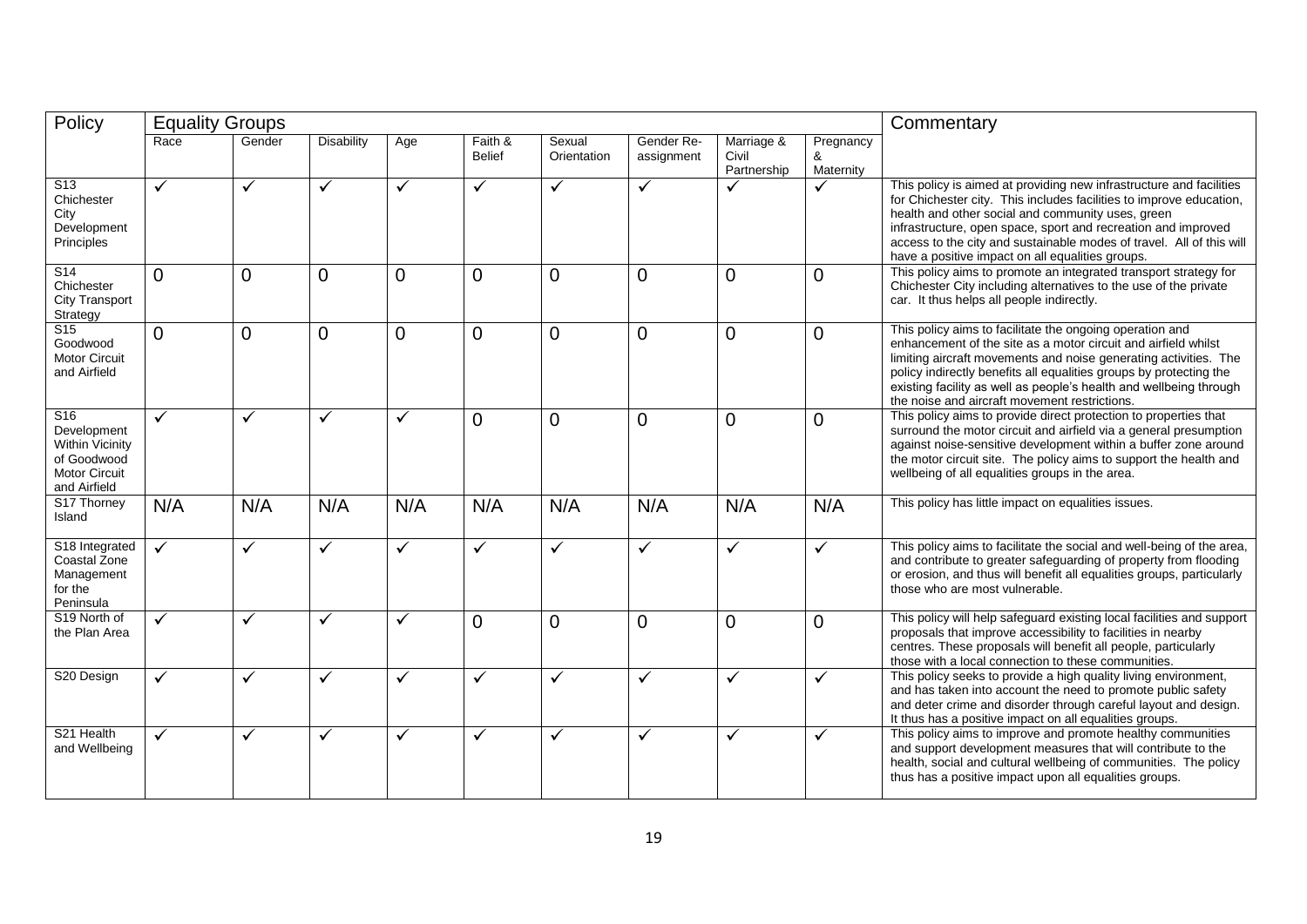| Policy | Equality Groups | | | | | | | | | Commentary |
|---|---|---|---|---|---|---|---|---|---|---|
| | Race | Gender | Disability | Age | Faith & Belief | Sexual Orientation | Gender Re-assignment | Marriage & Civil Partnership | Pregnancy & Maternity | |
| S13 Chichester City Development Principles | ✓ | ✓ | ✓ | ✓ | ✓ | ✓ | ✓ | ✓ | ✓ | This policy is aimed at providing new infrastructure and facilities for Chichester city. This includes facilities to improve education, health and other social and community uses, green infrastructure, open space, sport and recreation and improved access to the city and sustainable modes of travel. All of this will have a positive impact on all equalities groups. |
| S14 Chichester City Transport Strategy | 0 | 0 | 0 | 0 | 0 | 0 | 0 | 0 | 0 | This policy aims to promote an integrated transport strategy for Chichester City including alternatives to the use of the private car. It thus helps all people indirectly. |
| S15 Goodwood Motor Circuit and Airfield | 0 | 0 | 0 | 0 | 0 | 0 | 0 | 0 | 0 | This policy aims to facilitate the ongoing operation and enhancement of the site as a motor circuit and airfield whilst limiting aircraft movements and noise generating activities. The policy indirectly benefits all equalities groups by protecting the existing facility as well as people's health and wellbeing through the noise and aircraft movement restrictions. |
| S16 Development Within Vicinity of Goodwood Motor Circuit and Airfield | ✓ | ✓ | ✓ | ✓ | 0 | 0 | 0 | 0 | 0 | This policy aims to provide direct protection to properties that surround the motor circuit and airfield via a general presumption against noise-sensitive development within a buffer zone around the motor circuit site. The policy aims to support the health and wellbeing of all equalities groups in the area. |
| S17 Thorney Island | N/A | N/A | N/A | N/A | N/A | N/A | N/A | N/A | N/A | This policy has little impact on equalities issues. |
| S18 Integrated Coastal Zone Management for the Peninsula | ✓ | ✓ | ✓ | ✓ | ✓ | ✓ | ✓ | ✓ | ✓ | This policy aims to facilitate the social and well-being of the area, and contribute to greater safeguarding of property from flooding or erosion, and thus will benefit all equalities groups, particularly those who are most vulnerable. |
| S19 North of the Plan Area | ✓ | ✓ | ✓ | ✓ | 0 | 0 | 0 | 0 | 0 | This policy will help safeguard existing local facilities and support proposals that improve accessibility to facilities in nearby centres. These proposals will benefit all people, particularly those with a local connection to these communities. |
| S20 Design | ✓ | ✓ | ✓ | ✓ | ✓ | ✓ | ✓ | ✓ | ✓ | This policy seeks to provide a high quality living environment, and has taken into account the need to promote public safety and deter crime and disorder through careful layout and design. It thus has a positive impact on all equalities groups. |
| S21 Health and Wellbeing | ✓ | ✓ | ✓ | ✓ | ✓ | ✓ | ✓ | ✓ | ✓ | This policy aims to improve and promote healthy communities and support development measures that will contribute to the health, social and cultural wellbeing of communities. The policy thus has a positive impact upon all equalities groups. |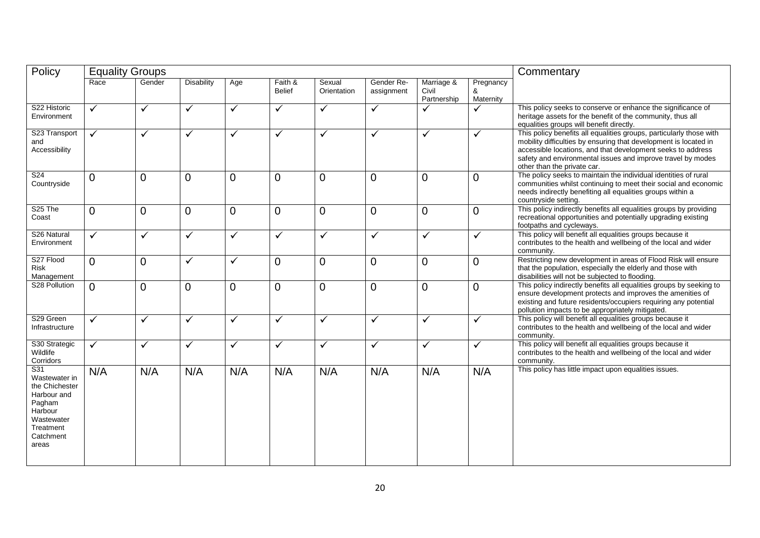| Policy | Equality Groups | | | | | | | | | Commentary |
|---|---|---|---|---|---|---|---|---|---|---|
| | Race | Gender | Disability | Age | Faith & Belief | Sexual Orientation | Gender Re-assignment | Marriage & Civil Partnership | Pregnancy & Maternity | |
| S22 Historic Environment | ✓ | ✓ | ✓ | ✓ | ✓ | ✓ | ✓ | ✓ | ✓ | This policy seeks to conserve or enhance the significance of heritage assets for the benefit of the community, thus all equalities groups will benefit directly. |
| S23 Transport and Accessibility | ✓ | ✓ | ✓ | ✓ | ✓ | ✓ | ✓ | ✓ | ✓ | This policy benefits all equalities groups, particularly those with mobility difficulties by ensuring that development is located in accessible locations, and that development seeks to address safety and environmental issues and improve travel by modes other than the private car. |
| S24 Countryside | 0 | 0 | 0 | 0 | 0 | 0 | 0 | 0 | 0 | The policy seeks to maintain the individual identities of rural communities whilst continuing to meet their social and economic needs indirectly benefiting all equalities groups within a countryside setting. |
| S25 The Coast | 0 | 0 | 0 | 0 | 0 | 0 | 0 | 0 | 0 | This policy indirectly benefits all equalities groups by providing recreational opportunities and potentially upgrading existing footpaths and cycleways. |
| S26 Natural Environment | ✓ | ✓ | ✓ | ✓ | ✓ | ✓ | ✓ | ✓ | ✓ | This policy will benefit all equalities groups because it contributes to the health and wellbeing of the local and wider community. |
| S27 Flood Risk Management | 0 | 0 | ✓ | ✓ | 0 | 0 | 0 | 0 | 0 | Restricting new development in areas of Flood Risk will ensure that the population, especially the elderly and those with disabilities will not be subjected to flooding. |
| S28 Pollution | 0 | 0 | 0 | 0 | 0 | 0 | 0 | 0 | 0 | This policy indirectly benefits all equalities groups by seeking to ensure development protects and improves the amenities of existing and future residents/occupiers requiring any potential pollution impacts to be appropriately mitigated. |
| S29 Green Infrastructure | ✓ | ✓ | ✓ | ✓ | ✓ | ✓ | ✓ | ✓ | ✓ | This policy will benefit all equalities groups because it contributes to the health and wellbeing of the local and wider community. |
| S30 Strategic Wildlife Corridors | ✓ | ✓ | ✓ | ✓ | ✓ | ✓ | ✓ | ✓ | ✓ | This policy will benefit all equalities groups because it contributes to the health and wellbeing of the local and wider community. |
| S31 Wastewater in the Chichester Harbour and Pagham Harbour Wastewater Treatment Catchment areas | N/A | N/A | N/A | N/A | N/A | N/A | N/A | N/A | N/A | This policy has little impact upon equalities issues. |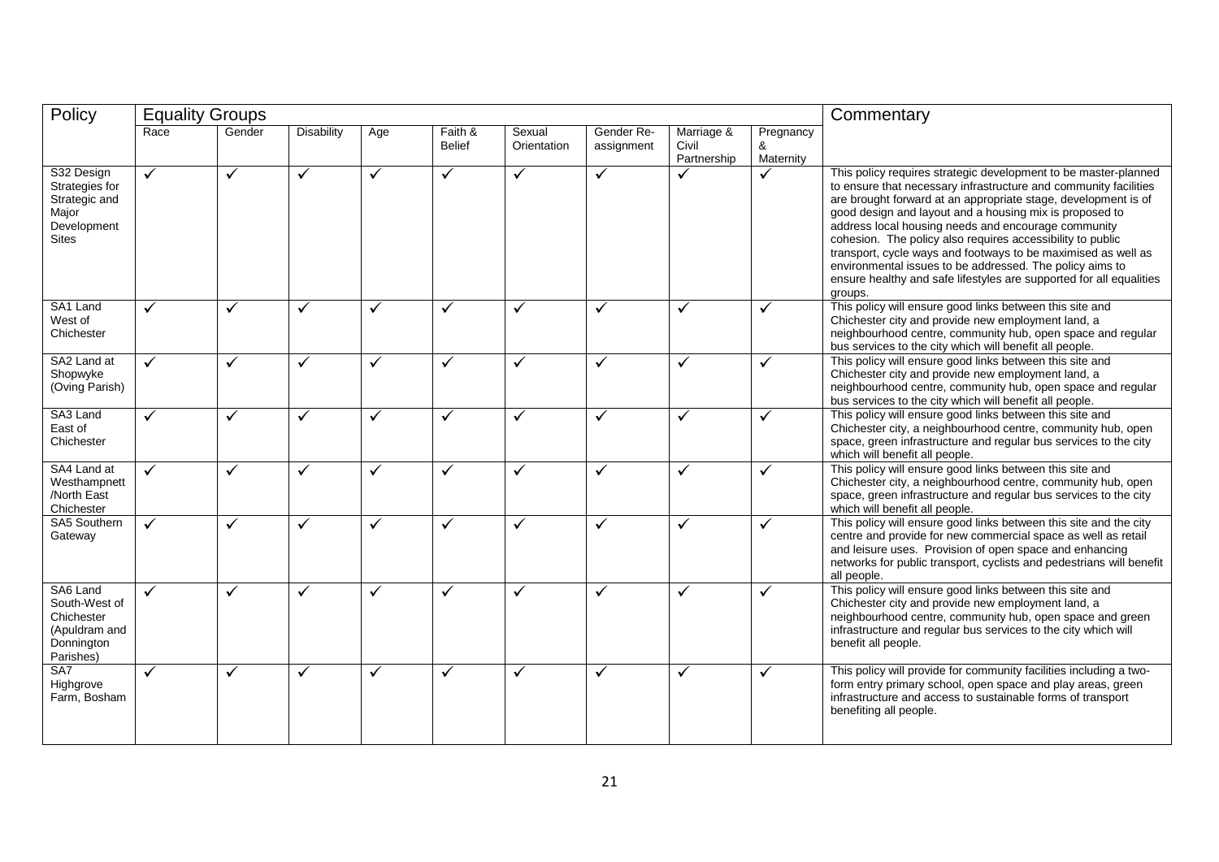| Policy | Equality Groups | | | | | | | | | Commentary |
|---|---|---|---|---|---|---|---|---|---|---|
| | Race | Gender | Disability | Age | Faith & Belief | Sexual Orientation | Gender Re-assignment | Marriage & Civil Partnership | Pregnancy & Maternity | |
| S32 Design Strategies for Strategic and Major Development Sites | ✓ | ✓ | ✓ | ✓ | ✓ | ✓ | ✓ | ✓ | ✓ | This policy requires strategic development to be master-planned to ensure that necessary infrastructure and community facilities are brought forward at an appropriate stage, development is of good design and layout and a housing mix is proposed to address local housing needs and encourage community cohesion. The policy also requires accessibility to public transport, cycle ways and footways to be maximised as well as environmental issues to be addressed. The policy aims to ensure healthy and safe lifestyles are supported for all equalities groups. |
| SA1 Land West of Chichester | ✓ | ✓ | ✓ | ✓ | ✓ | ✓ | ✓ | ✓ | ✓ | This policy will ensure good links between this site and Chichester city and provide new employment land, a neighbourhood centre, community hub, open space and regular bus services to the city which will benefit all people. |
| SA2 Land at Shopwyke (Oving Parish) | ✓ | ✓ | ✓ | ✓ | ✓ | ✓ | ✓ | ✓ | ✓ | This policy will ensure good links between this site and Chichester city and provide new employment land, a neighbourhood centre, community hub, open space and regular bus services to the city which will benefit all people. |
| SA3 Land East of Chichester | ✓ | ✓ | ✓ | ✓ | ✓ | ✓ | ✓ | ✓ | ✓ | This policy will ensure good links between this site and Chichester city, a neighbourhood centre, community hub, open space, green infrastructure and regular bus services to the city which will benefit all people. |
| SA4 Land at Westhampnett /North East Chichester | ✓ | ✓ | ✓ | ✓ | ✓ | ✓ | ✓ | ✓ | ✓ | This policy will ensure good links between this site and Chichester city, a neighbourhood centre, community hub, open space, green infrastructure and regular bus services to the city which will benefit all people. |
| SA5 Southern Gateway | ✓ | ✓ | ✓ | ✓ | ✓ | ✓ | ✓ | ✓ | ✓ | This policy will ensure good links between this site and the city centre and provide for new commercial space as well as retail and leisure uses. Provision of open space and enhancing networks for public transport, cyclists and pedestrians will benefit all people. |
| SA6 Land South-West of Chichester (Apuldram and Donnington Parishes) | ✓ | ✓ | ✓ | ✓ | ✓ | ✓ | ✓ | ✓ | ✓ | This policy will ensure good links between this site and Chichester city and provide new employment land, a neighbourhood centre, community hub, open space and green infrastructure and regular bus services to the city which will benefit all people. |
| SA7 Highgrove Farm, Bosham | ✓ | ✓ | ✓ | ✓ | ✓ | ✓ | ✓ | ✓ | ✓ | This policy will provide for community facilities including a two-form entry primary school, open space and play areas, green infrastructure and access to sustainable forms of transport benefiting all people. |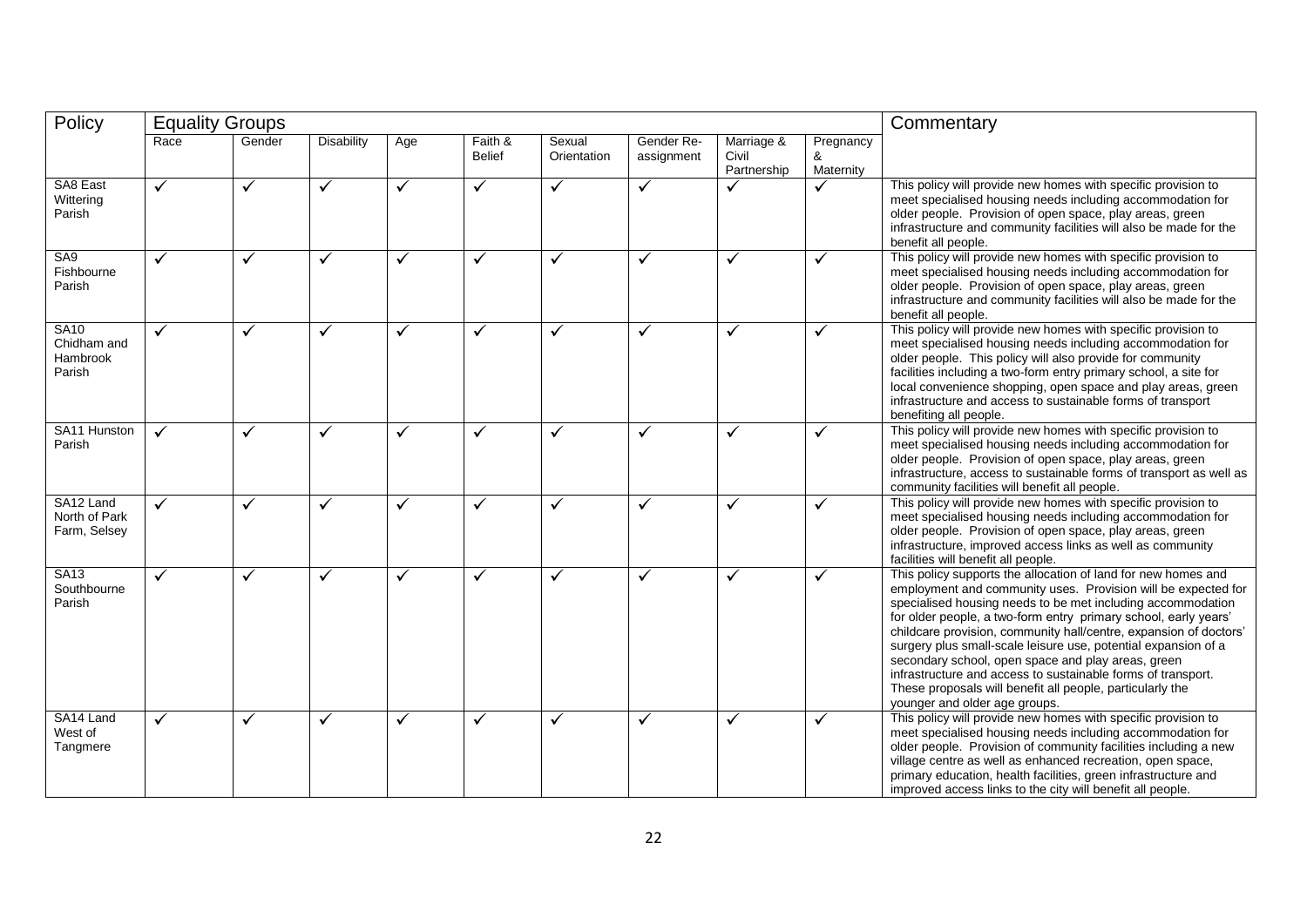| Policy | Equality Groups | | | | | | | | | Commentary |
|---|---|---|---|---|---|---|---|---|---|---|
| | Race | Gender | Disability | Age | Faith & Belief | Sexual Orientation | Gender Re-assignment | Marriage & Civil Partnership | Pregnancy & Maternity | |
| SA8 East Wittering Parish | ✓ | ✓ | ✓ | ✓ | ✓ | ✓ | ✓ | ✓ | ✓ | This policy will provide new homes with specific provision to meet specialised housing needs including accommodation for older people. Provision of open space, play areas, green infrastructure and community facilities will also be made for the benefit all people. |
| SA9 Fishbourne Parish | ✓ | ✓ | ✓ | ✓ | ✓ | ✓ | ✓ | ✓ | ✓ | This policy will provide new homes with specific provision to meet specialised housing needs including accommodation for older people. Provision of open space, play areas, green infrastructure and community facilities will also be made for the benefit all people. |
| SA10 Chidham and Hambrook Parish | ✓ | ✓ | ✓ | ✓ | ✓ | ✓ | ✓ | ✓ | ✓ | This policy will provide new homes with specific provision to meet specialised housing needs including accommodation for older people. This policy will also provide for community facilities including a two-form entry primary school, a site for local convenience shopping, open space and play areas, green infrastructure and access to sustainable forms of transport benefiting all people. |
| SA11 Hunston Parish | ✓ | ✓ | ✓ | ✓ | ✓ | ✓ | ✓ | ✓ | ✓ | This policy will provide new homes with specific provision to meet specialised housing needs including accommodation for older people. Provision of open space, play areas, green infrastructure, access to sustainable forms of transport as well as community facilities will benefit all people. |
| SA12 Land North of Park Farm, Selsey | ✓ | ✓ | ✓ | ✓ | ✓ | ✓ | ✓ | ✓ | ✓ | This policy will provide new homes with specific provision to meet specialised housing needs including accommodation for older people. Provision of open space, play areas, green infrastructure, improved access links as well as community facilities will benefit all people. |
| SA13 Southbourne Parish | ✓ | ✓ | ✓ | ✓ | ✓ | ✓ | ✓ | ✓ | ✓ | This policy supports the allocation of land for new homes and employment and community uses. Provision will be expected for specialised housing needs to be met including accommodation for older people, a two-form entry primary school, early years' childcare provision, community hall/centre, expansion of doctors' surgery plus small-scale leisure use, potential expansion of a secondary school, open space and play areas, green infrastructure and access to sustainable forms of transport. These proposals will benefit all people, particularly the younger and older age groups. |
| SA14 Land West of Tangmere | ✓ | ✓ | ✓ | ✓ | ✓ | ✓ | ✓ | ✓ | ✓ | This policy will provide new homes with specific provision to meet specialised housing needs including accommodation for older people. Provision of community facilities including a new village centre as well as enhanced recreation, open space, primary education, health facilities, green infrastructure and improved access links to the city will benefit all people. |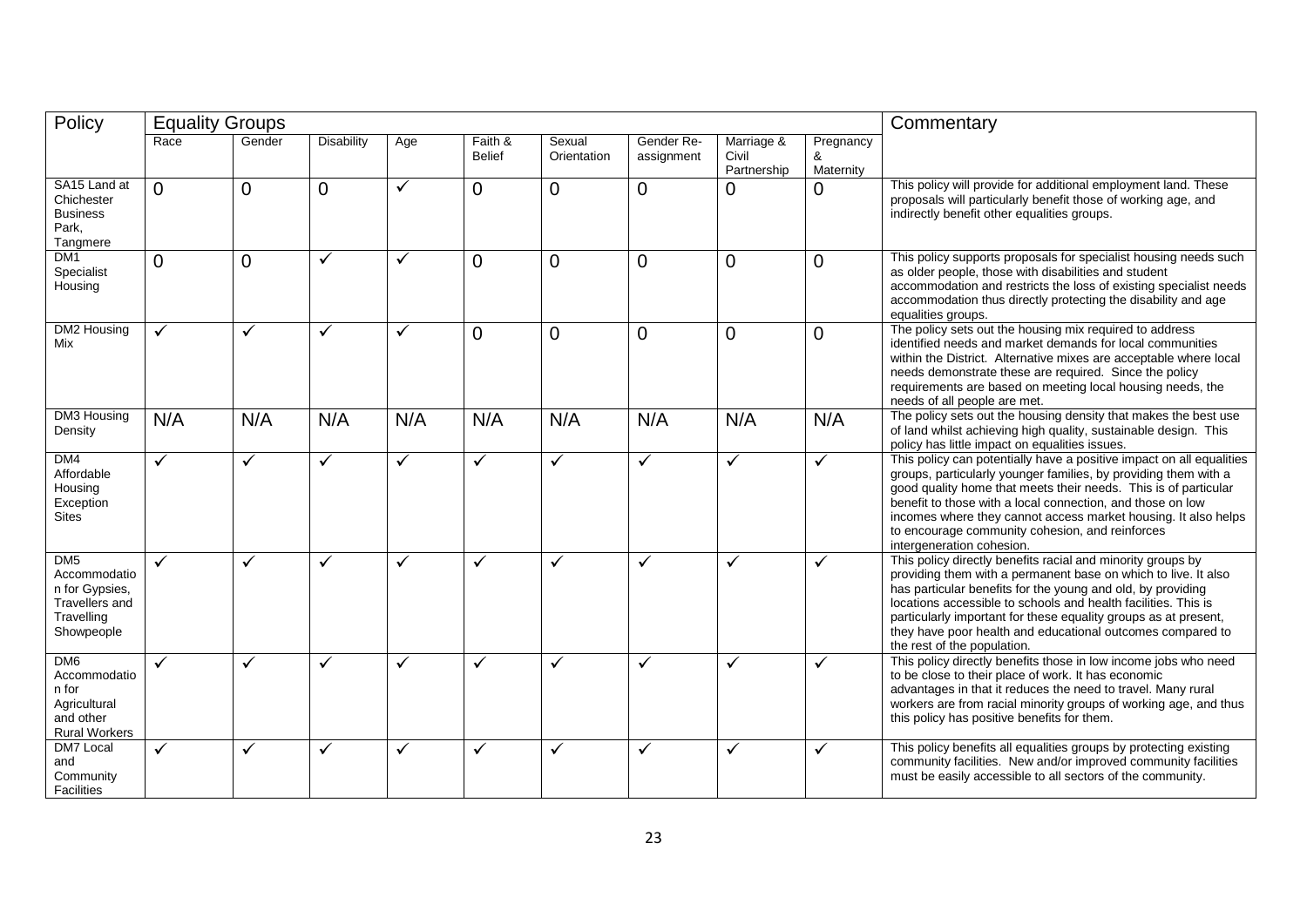| Policy | Equality Groups | | | | | | | | | Commentary |
|---|---|---|---|---|---|---|---|---|---|---|
| | Race | Gender | Disability | Age | Faith & Belief | Sexual Orientation | Gender Re-assignment | Marriage & Civil Partnership | Pregnancy & Maternity | |
| SA15 Land at Chichester Business Park, Tangmere | 0 | 0 | 0 | ✓ | 0 | 0 | 0 | 0 | 0 | This policy will provide for additional employment land. These proposals will particularly benefit those of working age, and indirectly benefit other equalities groups. |
| DM1 Specialist Housing | 0 | 0 | ✓ | ✓ | 0 | 0 | 0 | 0 | 0 | This policy supports proposals for specialist housing needs such as older people, those with disabilities and student accommodation and restricts the loss of existing specialist needs accommodation thus directly protecting the disability and age equalities groups. |
| DM2 Housing Mix | ✓ | ✓ | ✓ | ✓ | 0 | 0 | 0 | 0 | 0 | The policy sets out the housing mix required to address identified needs and market demands for local communities within the District. Alternative mixes are acceptable where local needs demonstrate these are required. Since the policy requirements are based on meeting local housing needs, the needs of all people are met. |
| DM3 Housing Density | N/A | N/A | N/A | N/A | N/A | N/A | N/A | N/A | N/A | The policy sets out the housing density that makes the best use of land whilst achieving high quality, sustainable design. This policy has little impact on equalities issues. |
| DM4 Affordable Housing Exception Sites | ✓ | ✓ | ✓ | ✓ | ✓ | ✓ | ✓ | ✓ | ✓ | This policy can potentially have a positive impact on all equalities groups, particularly younger families, by providing them with a good quality home that meets their needs. This is of particular benefit to those with a local connection, and those on low incomes where they cannot access market housing. It also helps to encourage community cohesion, and reinforces intergeneration cohesion. |
| DM5 Accommodation for Gypsies, Travellers and Travelling Showpeople | ✓ | ✓ | ✓ | ✓ | ✓ | ✓ | ✓ | ✓ | ✓ | This policy directly benefits racial and minority groups by providing them with a permanent base on which to live. It also has particular benefits for the young and old, by providing locations accessible to schools and health facilities. This is particularly important for these equality groups as at present, they have poor health and educational outcomes compared to the rest of the population. |
| DM6 Accommodation for Agricultural and other Rural Workers | ✓ | ✓ | ✓ | ✓ | ✓ | ✓ | ✓ | ✓ | ✓ | This policy directly benefits those in low income jobs who need to be close to their place of work. It has economic advantages in that it reduces the need to travel. Many rural workers are from racial minority groups of working age, and thus this policy has positive benefits for them. |
| DM7 Local and Community Facilities | ✓ | ✓ | ✓ | ✓ | ✓ | ✓ | ✓ | ✓ | ✓ | This policy benefits all equalities groups by protecting existing community facilities. New and/or improved community facilities must be easily accessible to all sectors of the community. |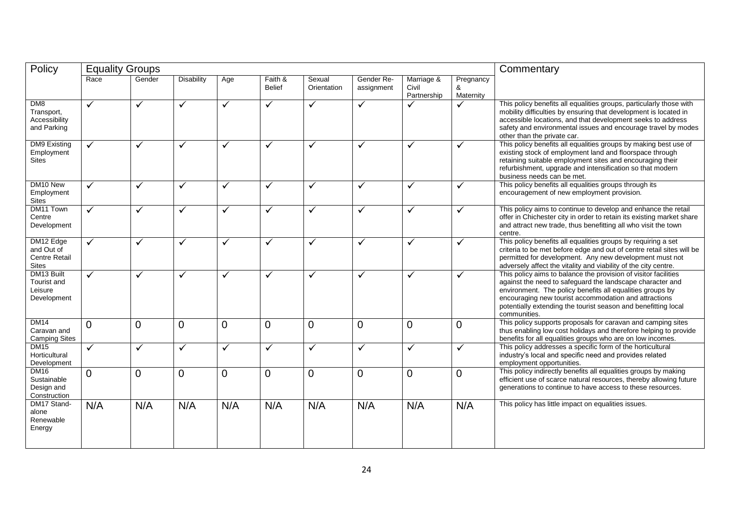| Policy | Equality Groups | | | | | | | | | Commentary |
|---|---|---|---|---|---|---|---|---|---|---|
| | Race | Gender | Disability | Age | Faith & Belief | Sexual Orientation | Gender Re-assignment | Marriage & Civil Partnership | Pregnancy & Maternity | |
| DM8 Transport, Accessibility and Parking | ✓ | ✓ | ✓ | ✓ | ✓ | ✓ | ✓ | ✓ | ✓ | This policy benefits all equalities groups, particularly those with mobility difficulties by ensuring that development is located in accessible locations, and that development seeks to address safety and environmental issues and encourage travel by modes other than the private car. |
| DM9 Existing Employment Sites | ✓ | ✓ | ✓ | ✓ | ✓ | ✓ | ✓ | ✓ | ✓ | This policy benefits all equalities groups by making best use of existing stock of employment land and floorspace through retaining suitable employment sites and encouraging their refurbishment, upgrade and intensification so that modern business needs can be met. |
| DM10 New Employment Sites | ✓ | ✓ | ✓ | ✓ | ✓ | ✓ | ✓ | ✓ | ✓ | This policy benefits all equalities groups through its encouragement of new employment provision. |
| DM11 Town Centre Development | ✓ | ✓ | ✓ | ✓ | ✓ | ✓ | ✓ | ✓ | ✓ | This policy aims to continue to develop and enhance the retail offer in Chichester city in order to retain its existing market share and attract new trade, thus benefitting all who visit the town centre. |
| DM12 Edge and Out of Centre Retail Sites | ✓ | ✓ | ✓ | ✓ | ✓ | ✓ | ✓ | ✓ | ✓ | This policy benefits all equalities groups by requiring a set criteria to be met before edge and out of centre retail sites will be permitted for development. Any new development must not adversely affect the vitality and viability of the city centre. |
| DM13 Built Tourist and Leisure Development | ✓ | ✓ | ✓ | ✓ | ✓ | ✓ | ✓ | ✓ | ✓ | This policy aims to balance the provision of visitor facilities against the need to safeguard the landscape character and environment. The policy benefits all equalities groups by encouraging new tourist accommodation and attractions potentially extending the tourist season and benefitting local communities. |
| DM14 Caravan and Camping Sites | 0 | 0 | 0 | 0 | 0 | 0 | 0 | 0 | 0 | This policy supports proposals for caravan and camping sites thus enabling low cost holidays and therefore helping to provide benefits for all equalities groups who are on low incomes. |
| DM15 Horticultural Development | ✓ | ✓ | ✓ | ✓ | ✓ | ✓ | ✓ | ✓ | ✓ | This policy addresses a specific form of the horticultural industry's local and specific need and provides related employment opportunities. |
| DM16 Sustainable Design and Construction | 0 | 0 | 0 | 0 | 0 | 0 | 0 | 0 | 0 | This policy indirectly benefits all equalities groups by making efficient use of scarce natural resources, thereby allowing future generations to continue to have access to these resources. |
| DM17 Stand-alone Renewable Energy | N/A | N/A | N/A | N/A | N/A | N/A | N/A | N/A | N/A | This policy has little impact on equalities issues. |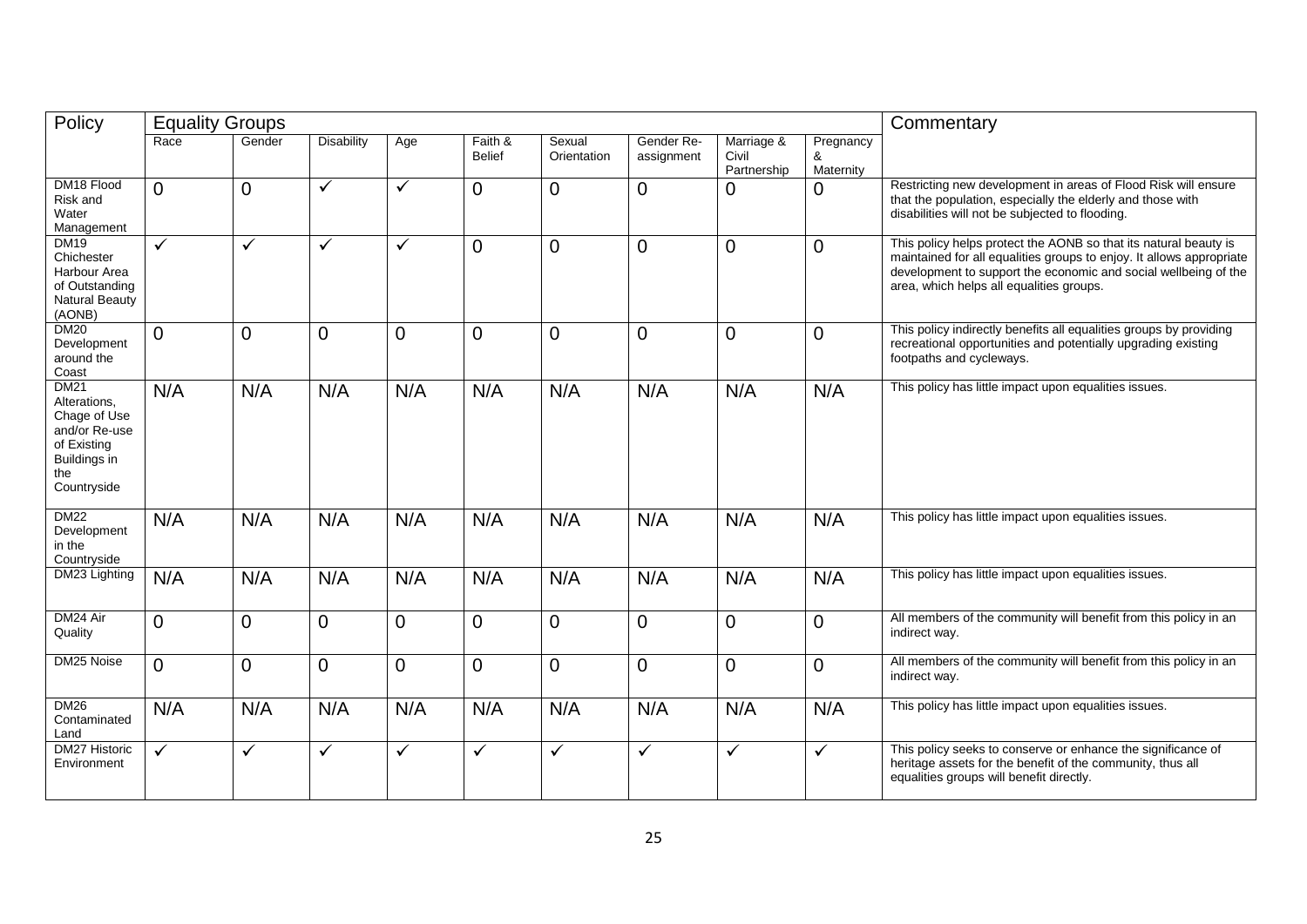| Policy | Equality Groups | | | | | | | | | Commentary |
|---|---|---|---|---|---|---|---|---|---|---|
| | Race | Gender | Disability | Age | Faith & Belief | Sexual Orientation | Gender Re-assignment | Marriage & Civil Partnership | Pregnancy & Maternity | |
| DM18 Flood Risk and Water Management | 0 | 0 | ✓ | ✓ | 0 | 0 | 0 | 0 | 0 | Restricting new development in areas of Flood Risk will ensure that the population, especially the elderly and those with disabilities will not be subjected to flooding. |
| DM19 Chichester Harbour Area of Outstanding Natural Beauty (AONB) | ✓ | ✓ | ✓ | ✓ | 0 | 0 | 0 | 0 | 0 | This policy helps protect the AONB so that its natural beauty is maintained for all equalities groups to enjoy. It allows appropriate development to support the economic and social wellbeing of the area, which helps all equalities groups. |
| DM20 Development around the Coast | 0 | 0 | 0 | 0 | 0 | 0 | 0 | 0 | 0 | This policy indirectly benefits all equalities groups by providing recreational opportunities and potentially upgrading existing footpaths and cycleways. |
| DM21 Alterations, Chage of Use and/or Re-use of Existing Buildings in the Countryside | N/A | N/A | N/A | N/A | N/A | N/A | N/A | N/A | N/A | This policy has little impact upon equalities issues. |
| DM22 Development in the Countryside | N/A | N/A | N/A | N/A | N/A | N/A | N/A | N/A | N/A | This policy has little impact upon equalities issues. |
| DM23 Lighting | N/A | N/A | N/A | N/A | N/A | N/A | N/A | N/A | N/A | This policy has little impact upon equalities issues. |
| DM24 Air Quality | 0 | 0 | 0 | 0 | 0 | 0 | 0 | 0 | 0 | All members of the community will benefit from this policy in an indirect way. |
| DM25 Noise | 0 | 0 | 0 | 0 | 0 | 0 | 0 | 0 | 0 | All members of the community will benefit from this policy in an indirect way. |
| DM26 Contaminated Land | N/A | N/A | N/A | N/A | N/A | N/A | N/A | N/A | N/A | This policy has little impact upon equalities issues. |
| DM27 Historic Environment | ✓ | ✓ | ✓ | ✓ | ✓ | ✓ | ✓ | ✓ | ✓ | This policy seeks to conserve or enhance the significance of heritage assets for the benefit of the community, thus all equalities groups will benefit directly. |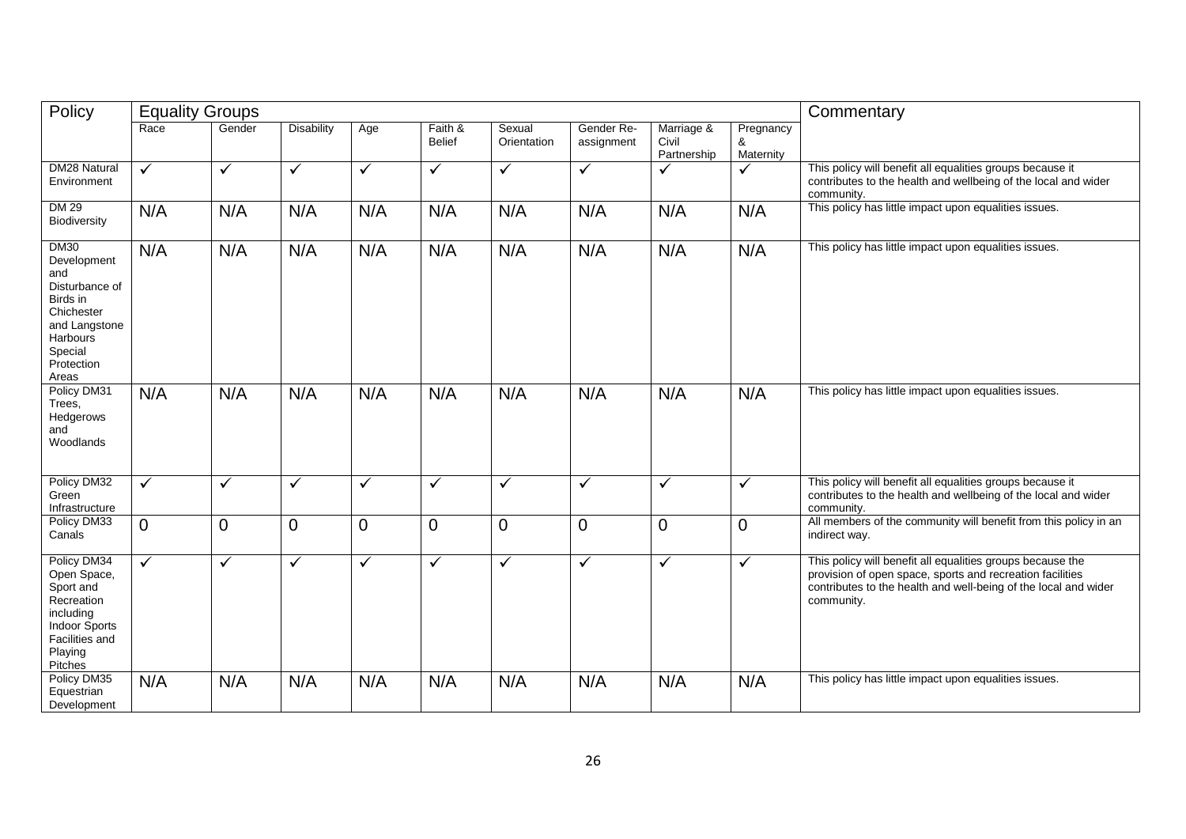| Policy | Equality Groups | | | | | | | | | Commentary |
|---|---|---|---|---|---|---|---|---|---|---|
| | Race | Gender | Disability | Age | Faith & Belief | Sexual Orientation | Gender Re-assignment | Marriage & Civil Partnership | Pregnancy & Maternity | |
| DM28 Natural Environment | ✓ | ✓ | ✓ | ✓ | ✓ | ✓ | ✓ | ✓ | ✓ | This policy will benefit all equalities groups because it contributes to the health and wellbeing of the local and wider community. |
| DM 29 Biodiversity | N/A | N/A | N/A | N/A | N/A | N/A | N/A | N/A | N/A | This policy has little impact upon equalities issues. |
| DM30 Development and Disturbance of Birds in Chichester and Langstone Harbours Special Protection Areas | N/A | N/A | N/A | N/A | N/A | N/A | N/A | N/A | N/A | This policy has little impact upon equalities issues. |
| Policy DM31 Trees, Hedgerows and Woodlands | N/A | N/A | N/A | N/A | N/A | N/A | N/A | N/A | N/A | This policy has little impact upon equalities issues. |
| Policy DM32 Green Infrastructure | ✓ | ✓ | ✓ | ✓ | ✓ | ✓ | ✓ | ✓ | ✓ | This policy will benefit all equalities groups because it contributes to the health and wellbeing of the local and wider community. |
| Policy DM33 Canals | 0 | 0 | 0 | 0 | 0 | 0 | 0 | 0 | 0 | All members of the community will benefit from this policy in an indirect way. |
| Policy DM34 Open Space, Sport and Recreation including Indoor Sports Facilities and Playing Pitches | ✓ | ✓ | ✓ | ✓ | ✓ | ✓ | ✓ | ✓ | ✓ | This policy will benefit all equalities groups because the provision of open space, sports and recreation facilities contributes to the health and well-being of the local and wider community. |
| Policy DM35 Equestrian Development | N/A | N/A | N/A | N/A | N/A | N/A | N/A | N/A | N/A | This policy has little impact upon equalities issues. |